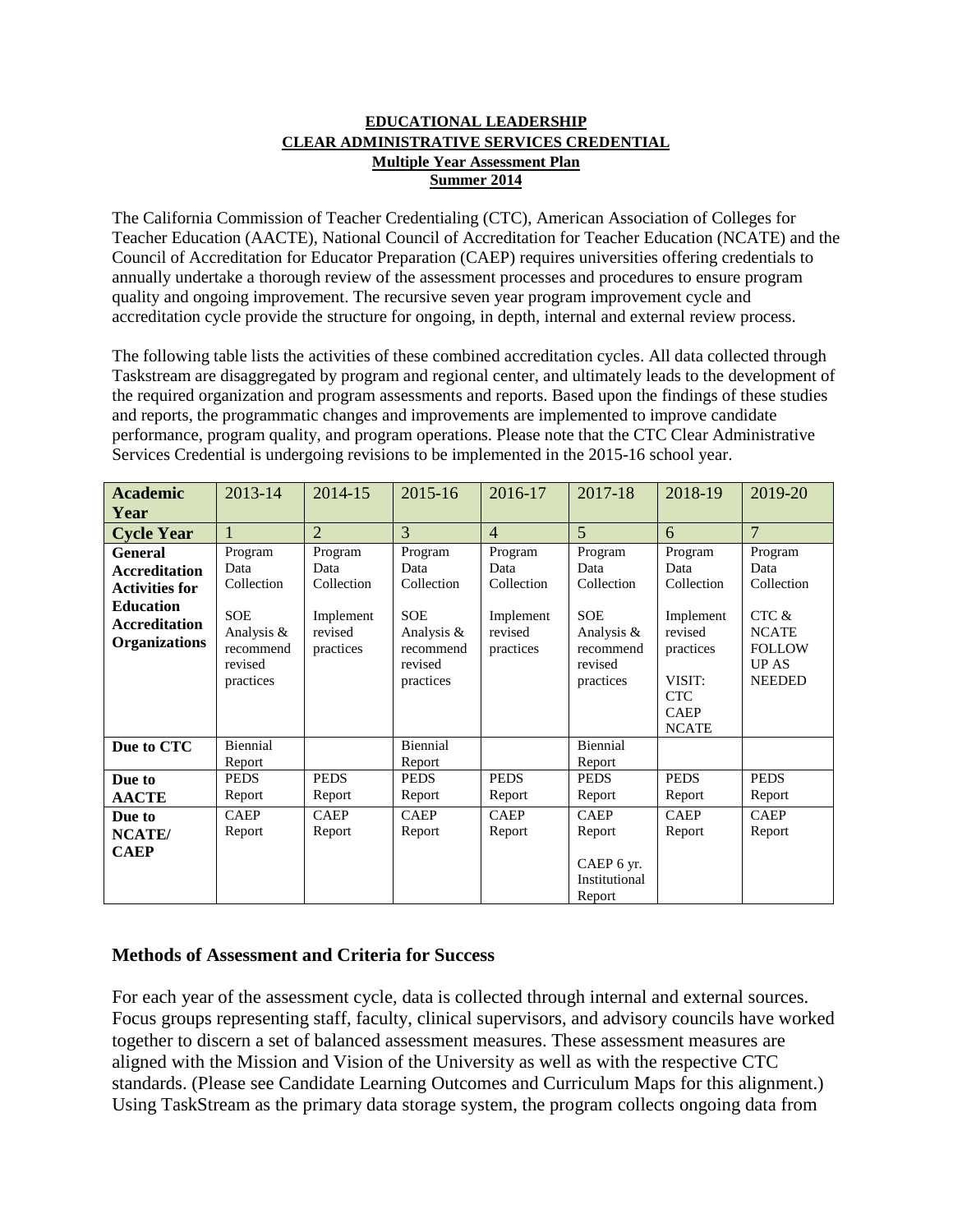**EDUCATIONAL LEADERSHIP**
**CLEAR ADMINISTRATIVE SERVICES CREDENTIAL**
**Multiple Year Assessment Plan**
**Summer 2014**

The California Commission of Teacher Credentialing (CTC), American Association of Colleges for Teacher Education (AACTE), National Council of Accreditation for Teacher Education (NCATE) and the Council of Accreditation for Educator Preparation (CAEP) requires universities offering credentials to annually undertake a thorough review of the assessment processes and procedures to ensure program quality and ongoing improvement. The recursive seven year program improvement cycle and accreditation cycle provide the structure for ongoing, in depth, internal and external review process.

The following table lists the activities of these combined accreditation cycles. All data collected through Taskstream are disaggregated by program and regional center, and ultimately leads to the development of the required organization and program assessments and reports. Based upon the findings of these studies and reports, the programmatic changes and improvements are implemented to improve candidate performance, program quality, and program operations. Please note that the CTC Clear Administrative Services Credential is undergoing revisions to be implemented in the 2015-16 school year.

| **Academic Year** | 2013-14 | 2014-15 | 2015-16 | 2016-17 | 2017-18 | 2018-19 | 2019-20 |
|---|---|---|---|---|---|---|---|
| **Cycle Year** | 1 | 2 | 3 | 4 | 5 | 6 | 7 |
| **General Accreditation Activities for Education Accreditation Organizations** | Program Data Collection<br><br>SOE Analysis & recommend revised practices | Program Data Collection<br><br>Implement revised practices | Program Data Collection<br><br>SOE Analysis & recommend revised practices | Program Data Collection<br><br>Implement revised practices | Program Data Collection<br><br>SOE Analysis & recommend revised practices | Program Data Collection<br><br>Implement revised practices<br><br>VISIT: CTC CAEP NCATE | Program Data Collection<br><br>CTC & NCATE FOLLOW UP AS NEEDED |
| **Due to CTC** | Biennial Report | | Biennial Report | | Biennial Report | | |
| **Due to AACTE** | PEDS Report | PEDS Report | PEDS Report | PEDS Report | PEDS Report | PEDS Report | PEDS Report |
| **Due to NCATE/ CAEP** | CAEP Report | CAEP Report | CAEP Report | CAEP Report | CAEP Report<br><br>CAEP 6 yr. Institutional Report | CAEP Report | CAEP Report |

## Methods of Assessment and Criteria for Success

For each year of the assessment cycle, data is collected through internal and external sources. Focus groups representing staff, faculty, clinical supervisors, and advisory councils have worked together to discern a set of balanced assessment measures. These assessment measures are aligned with the Mission and Vision of the University as well as with the respective CTC standards. (Please see Candidate Learning Outcomes and Curriculum Maps for this alignment.) Using TaskStream as the primary data storage system, the program collects ongoing data from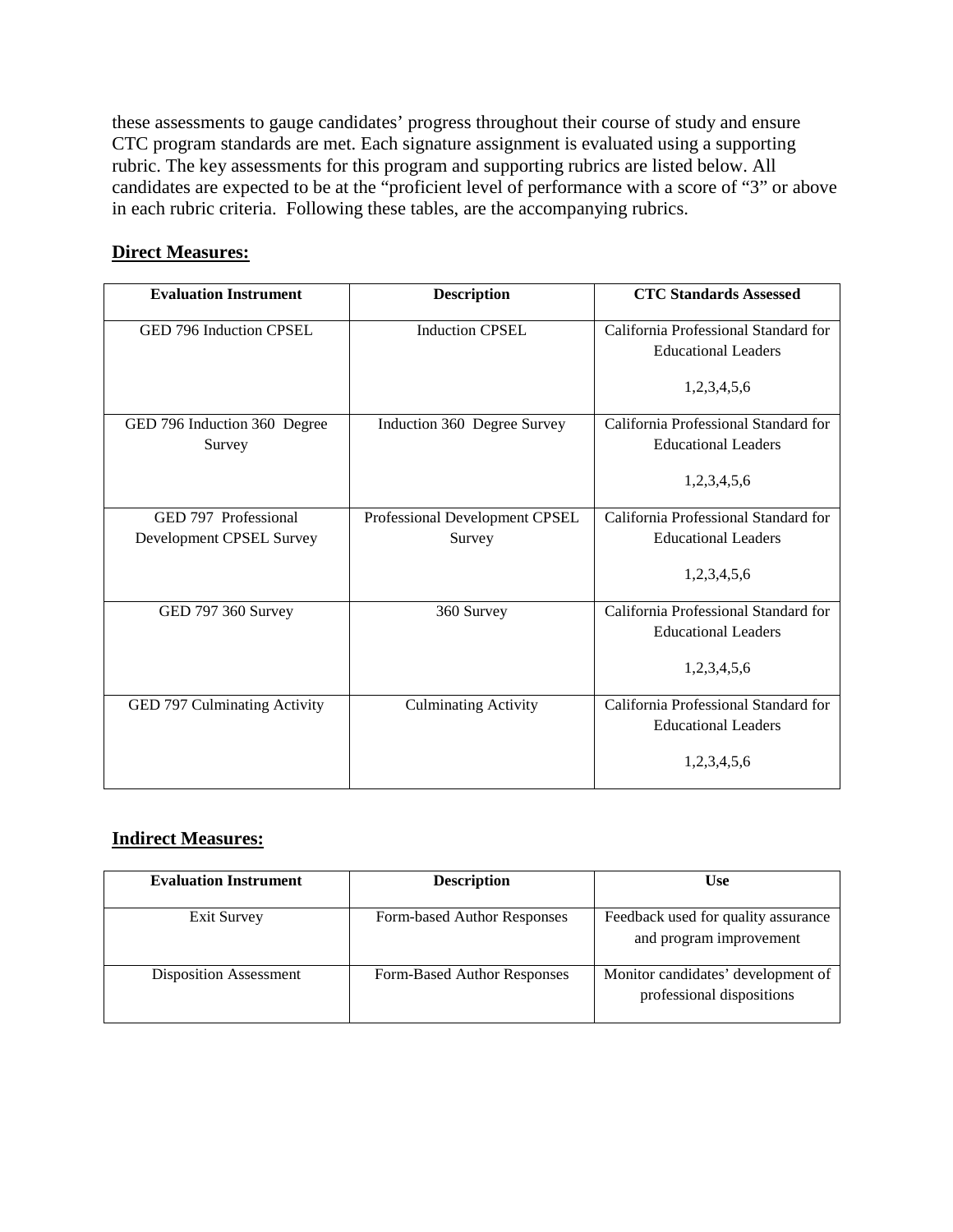these assessments to gauge candidates' progress throughout their course of study and ensure CTC program standards are met. Each signature assignment is evaluated using a supporting rubric. The key assessments for this program and supporting rubrics are listed below. All candidates are expected to be at the "proficient level of performance with a score of "3" or above in each rubric criteria. Following these tables, are the accompanying rubrics.

**Direct Measures:**

| Evaluation Instrument | Description | CTC Standards Assessed |
|---|---|---|
| GED 796 Induction CPSEL | Induction CPSEL | California Professional Standard for Educational Leaders 1,2,3,4,5,6 |
| GED 796 Induction 360 Degree Survey | Induction 360 Degree Survey | California Professional Standard for Educational Leaders 1,2,3,4,5,6 |
| GED 797 Professional Development CPSEL Survey | Professional Development CPSEL Survey | California Professional Standard for Educational Leaders 1,2,3,4,5,6 |
| GED 797 360 Survey | 360 Survey | California Professional Standard for Educational Leaders 1,2,3,4,5,6 |
| GED 797 Culminating Activity | Culminating Activity | California Professional Standard for Educational Leaders 1,2,3,4,5,6 |

**Indirect Measures:**

| Evaluation Instrument | Description | Use |
|---|---|---|
| Exit Survey | Form-based Author Responses | Feedback used for quality assurance and program improvement |
| Disposition Assessment | Form-Based Author Responses | Monitor candidates' development of professional dispositions |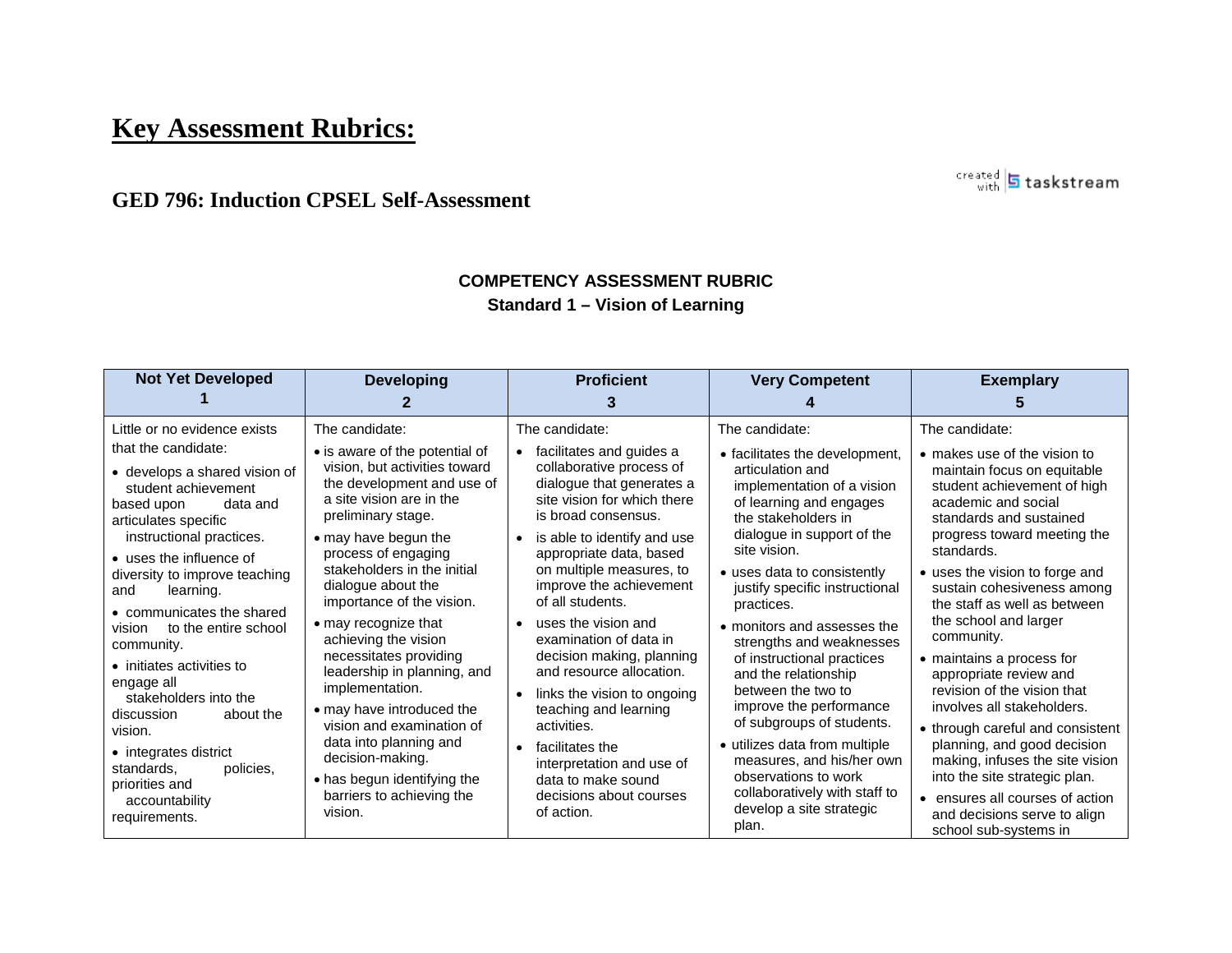# Key Assessment Rubrics:

## GED 796: Induction CPSEL Self-Assessment

created with taskstream

### COMPETENCY ASSESSMENT RUBRIC
### Standard 1 – Vision of Learning

| Not Yet Developed 1 | Developing 2 | Proficient 3 | Very Competent 4 | Exemplary 5 |
|---|---|---|---|---|
| Little or no evidence exists that the candidate:<br>• develops a shared vision of student achievement based upon data and articulates specific instructional practices.<br>• uses the influence of diversity to improve teaching and learning.<br>• communicates the shared vision to the entire school community.<br>• initiates activities to engage all stakeholders into the discussion about the vision.<br>• integrates district standards, policies, priorities and accountability requirements. | The candidate:<br>• is aware of the potential of vision, but activities toward the development and use of a site vision are in the preliminary stage.<br>• may have begun the process of engaging stakeholders in the initial dialogue about the importance of the vision.<br>• may recognize that achieving the vision necessitates providing leadership in planning, and implementation.<br>• may have introduced the vision and examination of data into planning and decision-making.<br>• has begun identifying the barriers to achieving the vision. | The candidate:<br>• facilitates and guides a collaborative process of dialogue that generates a site vision for which there is broad consensus.<br>• is able to identify and use appropriate data, based on multiple measures, to improve the achievement of all students.<br>• uses the vision and examination of data in decision making, planning and resource allocation.<br>• links the vision to ongoing teaching and learning activities.<br>• facilitates the interpretation and use of data to make sound decisions about courses of action. | The candidate:<br>• facilitates the development, articulation and implementation of a vision of learning and engages the stakeholders in dialogue in support of the site vision.<br>• uses data to consistently justify specific instructional practices.<br>• monitors and assesses the strengths and weaknesses of instructional practices and the relationship between the two to improve the performance of subgroups of students.<br>• utilizes data from multiple measures, and his/her own observations to work collaboratively with staff to develop a site strategic plan. | The candidate:<br>• makes use of the vision to maintain focus on equitable student achievement of high academic and social standards and sustained progress toward meeting the standards.<br>• uses the vision to forge and sustain cohesiveness among the staff as well as between the school and larger community.<br>• maintains a process for appropriate review and revision of the vision that involves all stakeholders.<br>• through careful and consistent planning, and good decision making, infuses the site vision into the site strategic plan.<br>• ensures all courses of action and decisions serve to align school sub-systems in |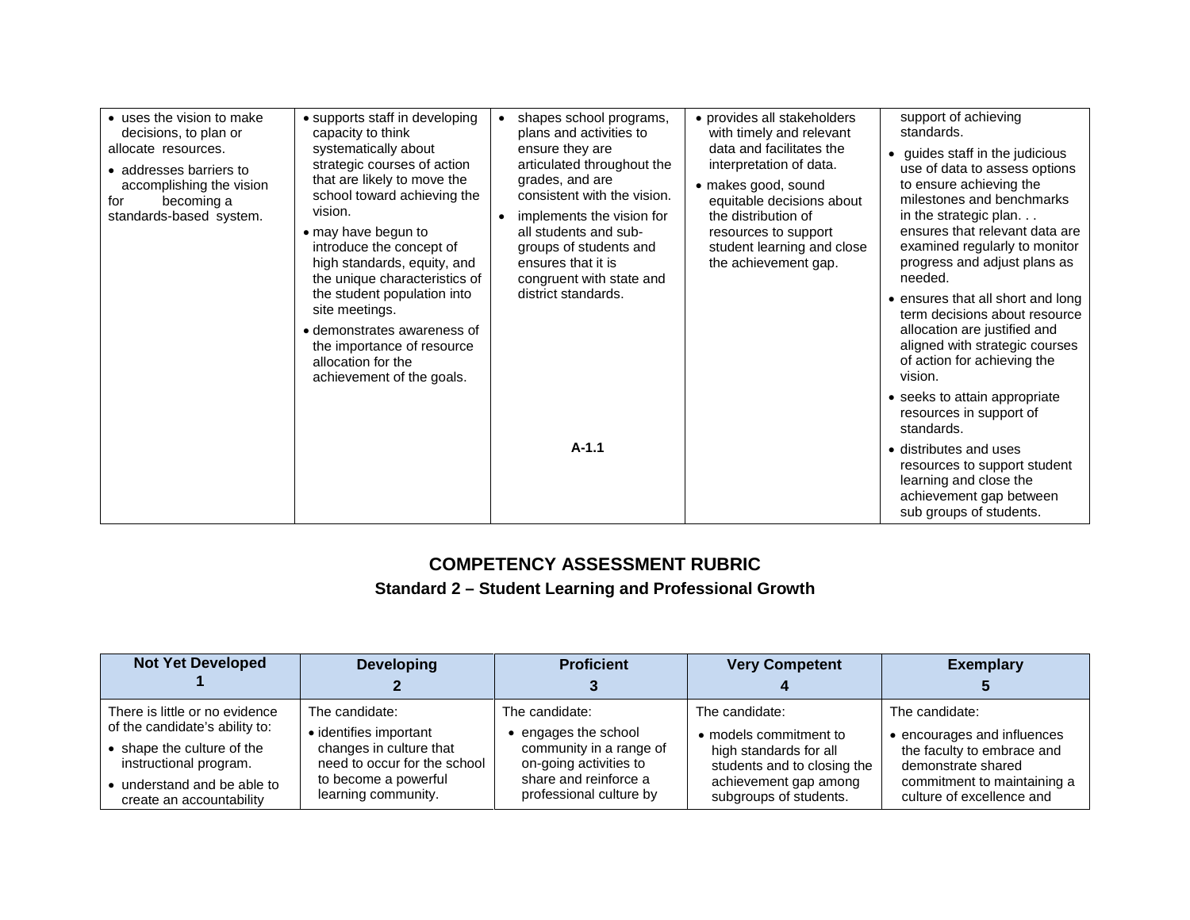| | | | | |
|---|---|---|---|---|
| • uses the vision to make decisions, to plan or allocate resources.<br>• addresses barriers to accomplishing the vision for becoming a standards-based system. | • supports staff in developing capacity to think systematically about strategic courses of action that are likely to move the school toward achieving the vision.<br>• may have begun to introduce the concept of high standards, equity, and the unique characteristics of the student population into site meetings.<br>• demonstrates awareness of the importance of resource allocation for the achievement of the goals. | • shapes school programs, plans and activities to ensure they are articulated throughout the grades, and are consistent with the vision.<br>• implements the vision for all students and sub-groups of students and ensures that it is congruent with state and district standards.<br><br>**A-1.1** | • provides all stakeholders with timely and relevant data and facilitates the interpretation of data.<br>• makes good, sound equitable decisions about the distribution of resources to support student learning and close the achievement gap. | support of achieving standards.<br>• guides staff in the judicious use of data to assess options to ensure achieving the milestones and benchmarks in the strategic plan. . . ensures that relevant data are examined regularly to monitor progress and adjust plans as needed.<br>• ensures that all short and long term decisions about resource allocation are justified and aligned with strategic courses of action for achieving the vision.<br>• seeks to attain appropriate resources in support of standards.<br>• distributes and uses resources to support student learning and close the achievement gap between sub groups of students. |

## COMPETENCY ASSESSMENT RUBRIC

### Standard 2 – Student Learning and Professional Growth

| Not Yet Developed 1 | Developing 2 | Proficient 3 | Very Competent 4 | Exemplary 5 |
|---|---|---|---|---|
| There is little or no evidence of the candidate's ability to:<br>• shape the culture of the instructional program.<br>• understand and be able to create an accountability | The candidate:<br>• identifies important changes in culture that need to occur for the school to become a powerful learning community. | The candidate:<br>• engages the school community in a range of on-going activities to share and reinforce a professional culture by | The candidate:<br>• models commitment to high standards for all students and to closing the achievement gap among subgroups of students. | The candidate:<br>• encourages and influences the faculty to embrace and demonstrate shared commitment to maintaining a culture of excellence and |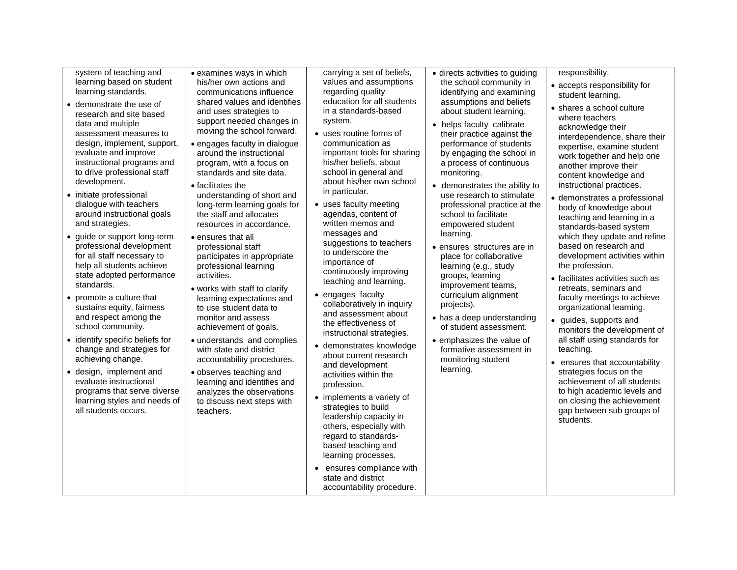| | | | | |
|---|---|---|---|---|
| system of teaching and learning based on student learning standards.<br>• demonstrate the use of research and site based data and multiple assessment measures to design, implement, support, evaluate and improve instructional programs and to drive professional staff development.<br>• initiate professional dialogue with teachers around instructional goals and strategies.<br>• guide or support long-term professional development for all staff necessary to help all students achieve state adopted performance standards.<br>• promote a culture that sustains equity, fairness and respect among the school community.<br>• identify specific beliefs for change and strategies for achieving change.<br>• design, implement and evaluate instructional programs that serve diverse learning styles and needs of all students occurs. | • examines ways in which his/her own actions and communications influence shared values and identifies and uses strategies to support needed changes in moving the school forward.<br>• engages faculty in dialogue around the instructional program, with a focus on standards and site data.<br>• facilitates the understanding of short and long-term learning goals for the staff and allocates resources in accordance.<br>• ensures that all professional staff participates in appropriate professional learning activities.<br>• works with staff to clarify learning expectations and to use student data to monitor and assess achievement of goals.<br>• understands and complies with state and district accountability procedures.<br>• observes teaching and learning and identifies and analyzes the observations to discuss next steps with teachers. | carrying a set of beliefs, values and assumptions regarding quality education for all students in a standards-based system.<br>• uses routine forms of communication as important tools for sharing his/her beliefs, about school in general and about his/her own school in particular.<br>• uses faculty meeting agendas, content of written memos and messages and suggestions to teachers to underscore the importance of continuously improving teaching and learning.<br>• engages faculty collaboratively in inquiry and assessment about the effectiveness of instructional strategies.<br>• demonstrates knowledge about current research and development activities within the profession.<br>• implements a variety of strategies to build leadership capacity in others, especially with regard to standards-based teaching and learning processes.<br>• ensures compliance with state and district accountability procedure. | • directs activities to guiding the school community in identifying and examining assumptions and beliefs about student learning.<br>• helps faculty calibrate their practice against the performance of students by engaging the school in a process of continuous monitoring.<br>• demonstrates the ability to use research to stimulate professional practice at the school to facilitate empowered student learning.<br>• ensures structures are in place for collaborative learning (e.g., study groups, learning improvement teams, curriculum alignment projects).<br>• has a deep understanding of student assessment.<br>• emphasizes the value of formative assessment in monitoring student learning. | responsibility.<br>• accepts responsibility for student learning.<br>• shares a school culture where teachers acknowledge their interdependence, share their expertise, examine student work together and help one another improve their content knowledge and instructional practices.<br>• demonstrates a professional body of knowledge about teaching and learning in a standards-based system which they update and refine based on research and development activities within the profession.<br>• facilitates activities such as retreats, seminars and faculty meetings to achieve organizational learning.<br>• guides, supports and monitors the development of all staff using standards for teaching.<br>• ensures that accountability strategies focus on the achievement of all students to high academic levels and on closing the achievement gap between sub groups of students. |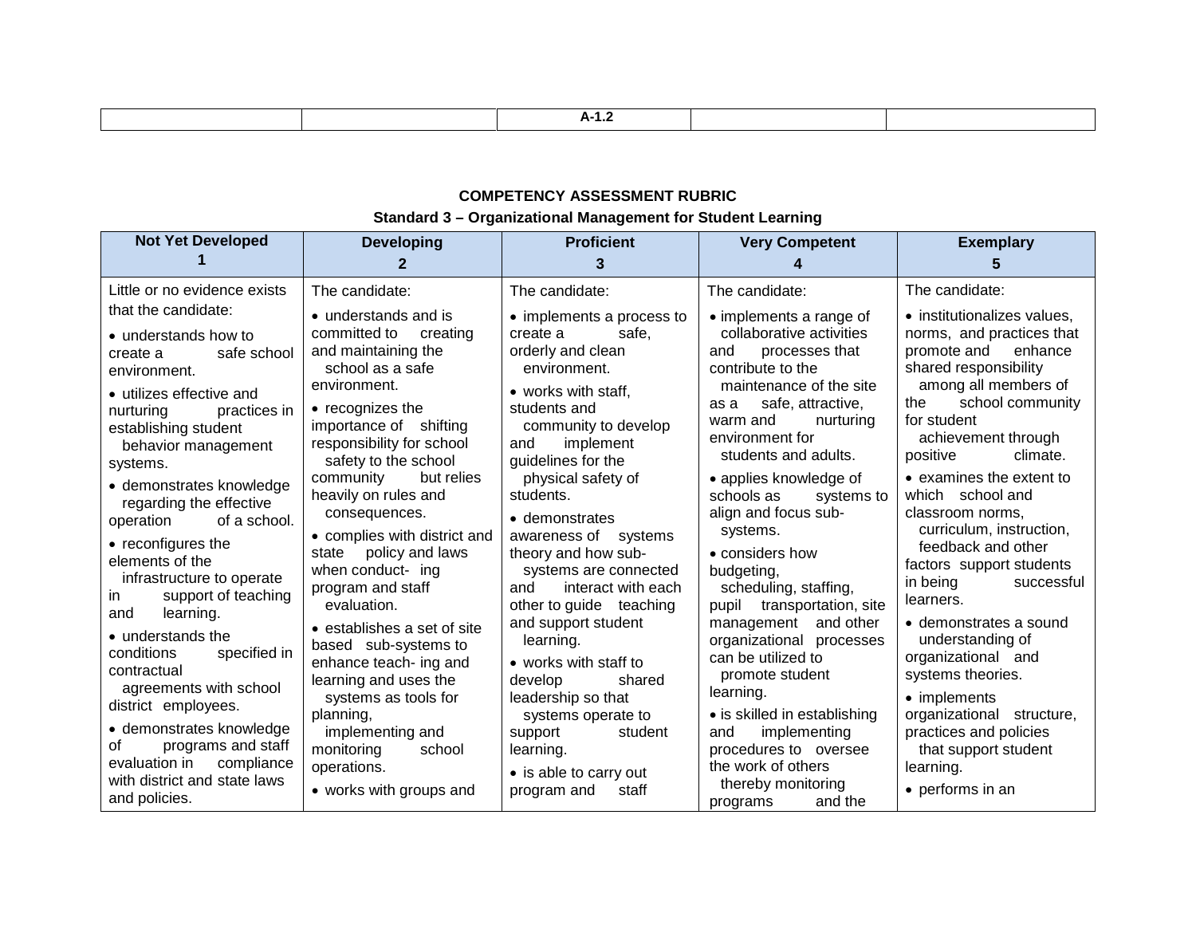| | | A-1.2 | | |
|---|---|---|---|---|

**COMPETENCY ASSESSMENT RUBRIC**

**Standard 3 – Organizational Management for Student Learning**

| Not Yet Developed 1 | Developing 2 | Proficient 3 | Very Competent 4 | Exemplary 5 |
|---|---|---|---|---|
| Little or no evidence exists that the candidate:<br>• understands how to create a safe school environment.<br>• utilizes effective and nurturing practices in establishing student behavior management systems.<br>• demonstrates knowledge regarding the effective operation of a school.<br>• reconfigures the elements of the infrastructure to operate in support of teaching and learning.<br>• understands the conditions specified in contractual agreements with school district employees.<br>• demonstrates knowledge of programs and staff evaluation in compliance with district and state laws and policies. | The candidate:<br>• understands and is committed to creating and maintaining the school as a safe environment.<br>• recognizes the importance of shifting responsibility for school safety to the school community but relies heavily on rules and consequences.<br>• complies with district and state policy and laws when conduct- ing program and staff evaluation.<br>• establishes a set of site based sub-systems to enhance teach- ing and learning and uses the systems as tools for planning, implementing and monitoring school operations.<br>• works with groups and | The candidate:<br>• implements a process to create a safe, orderly and clean environment.<br>• works with staff, students and community to develop and implement guidelines for the physical safety of students.<br>• demonstrates awareness of systems theory and how sub-systems are connected and interact with each other to guide teaching and support student learning.<br>• works with staff to develop shared leadership so that systems operate to support student learning.<br>• is able to carry out program and staff | The candidate:<br>• implements a range of collaborative activities and processes that contribute to the maintenance of the site as a safe, attractive, warm and nurturing environment for students and adults.<br>• applies knowledge of schools as systems to align and focus sub-systems.<br>• considers how budgeting, scheduling, staffing, pupil transportation, site management and other organizational processes can be utilized to promote student learning.<br>• is skilled in establishing and implementing procedures to oversee the work of others thereby monitoring programs and the | The candidate:<br>• institutionalizes values, norms, and practices that promote and enhance shared responsibility among all members of the school community for student achievement through positive climate.<br>• examines the extent to which school and classroom norms, curriculum, instruction, feedback and other factors support students in being successful learners.<br>• demonstrates a sound understanding of organizational and systems theories.<br>• implements organizational structure, practices and policies that support student learning.<br>• performs in an |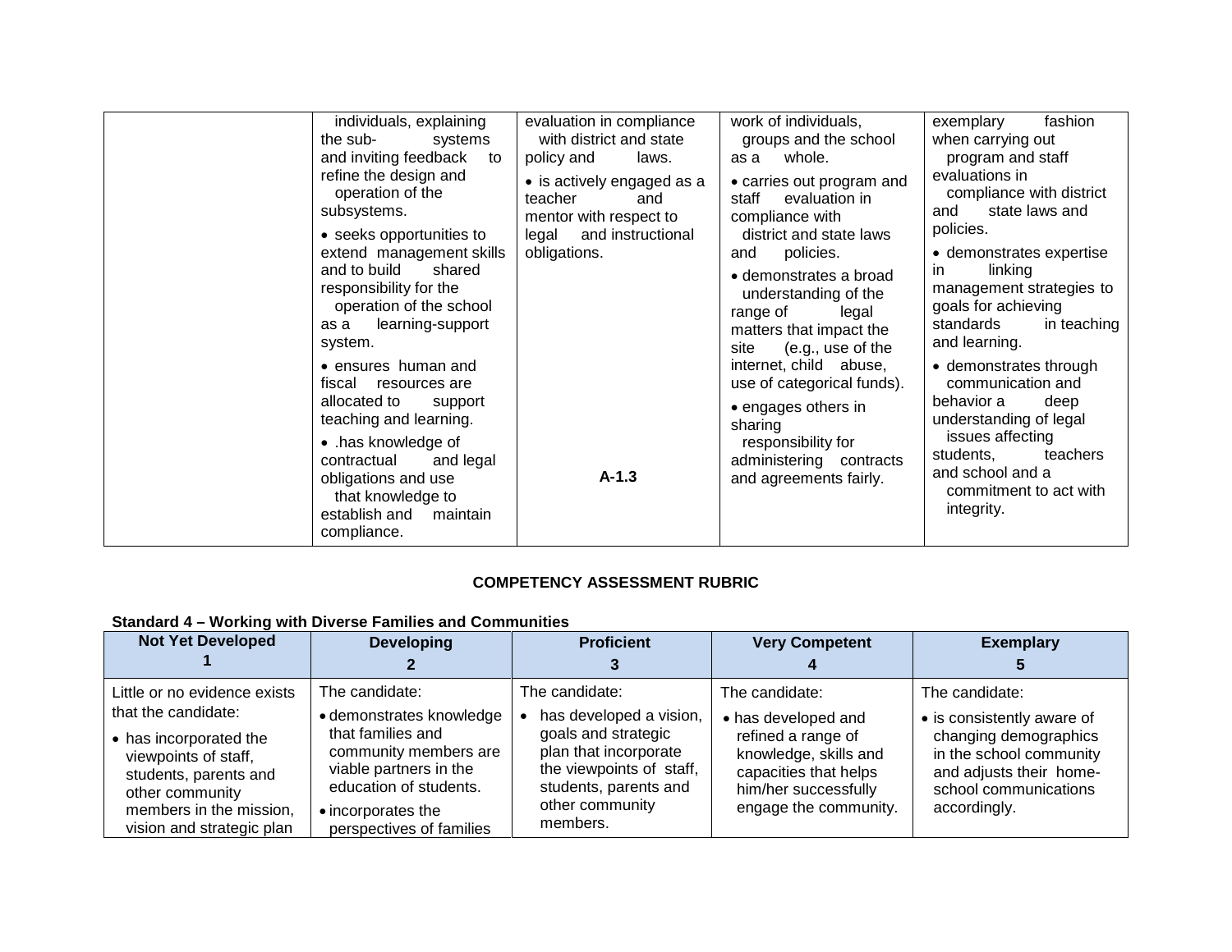| | | | | |
|---|---|---|---|---|
| | individuals, explaining the sub- systems and inviting feedback to refine the design and operation of the subsystems.<br>• seeks opportunities to extend management skills and to build shared responsibility for the operation of the school as a learning-support system.<br>• ensures human and fiscal resources are allocated to support teaching and learning.<br>• .has knowledge of contractual and legal obligations and use that knowledge to establish and maintain compliance. | evaluation in compliance with district and state policy and laws.<br>• is actively engaged as a teacher and mentor with respect to legal and instructional obligations.<br><br>**A-1.3** | work of individuals, groups and the school as a whole.<br>• carries out program and staff evaluation in compliance with district and state laws and policies.<br>• demonstrates a broad understanding of the range of legal matters that impact the site (e.g., use of the internet, child abuse, use of categorical funds).<br>• engages others in sharing responsibility for administering contracts and agreements fairly. | exemplary fashion when carrying out program and staff evaluations in compliance with district and state laws and policies.<br>• demonstrates expertise in linking management strategies to goals for achieving standards in teaching and learning.<br>• demonstrates through communication and behavior a deep understanding of legal issues affecting students, teachers and school and a commitment to act with integrity. |

**COMPETENCY ASSESSMENT RUBRIC**

**Standard 4 – Working with Diverse Families and Communities**

| Not Yet Developed 1 | Developing 2 | Proficient 3 | Very Competent 4 | Exemplary 5 |
|---|---|---|---|---|
| Little or no evidence exists that the candidate:<br>• has incorporated the viewpoints of staff, students, parents and other community members in the mission, vision and strategic plan | The candidate:<br>• demonstrates knowledge that families and community members are viable partners in the education of students.<br>• incorporates the perspectives of families | The candidate:<br>• has developed a vision, goals and strategic plan that incorporate the viewpoints of staff, students, parents and other community members. | The candidate:<br>• has developed and refined a range of knowledge, skills and capacities that helps him/her successfully engage the community. | The candidate:<br>• is consistently aware of changing demographics in the school community and adjusts their home-school communications accordingly. |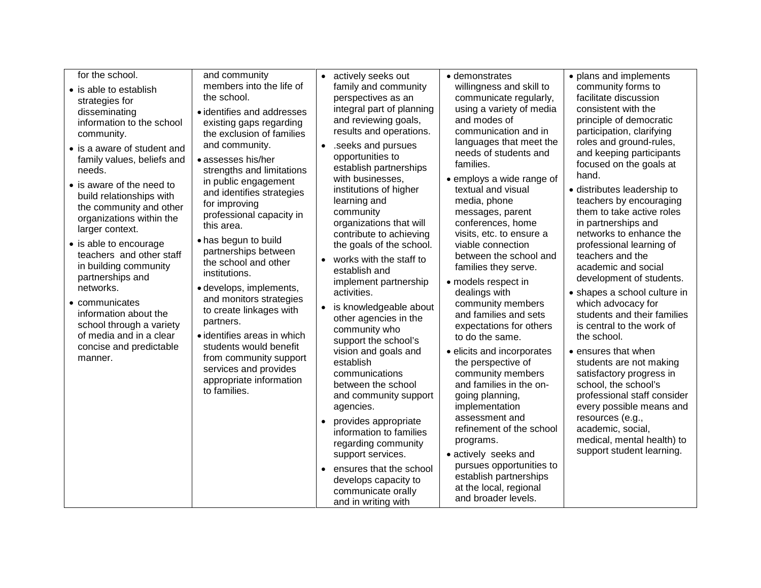| | | | | |
|---|---|---|---|---|
| for the school.<br>• is able to establish strategies for disseminating information to the school community.<br>• is a aware of student and family values, beliefs and needs.<br>• is aware of the need to build relationships with the community and other organizations within the larger context.<br>• is able to encourage teachers and other staff in building community partnerships and networks.<br>• communicates information about the school through a variety of media and in a clear concise and predictable manner. | and community members into the life of the school.<br>• identifies and addresses existing gaps regarding the exclusion of families and community.<br>• assesses his/her strengths and limitations in public engagement and identifies strategies for improving professional capacity in this area.<br>• has begun to build partnerships between the school and other institutions.<br>• develops, implements, and monitors strategies to create linkages with partners.<br>• identifies areas in which students would benefit from community support services and provides appropriate information to families. | • actively seeks out family and community perspectives as an integral part of planning and reviewing goals, results and operations.<br>• .seeks and pursues opportunities to establish partnerships with businesses, institutions of higher learning and community organizations that will contribute to achieving the goals of the school.<br>• works with the staff to establish and implement partnership activities.<br>• is knowledgeable about other agencies in the community who support the school's vision and goals and establish communications between the school and community support agencies.<br>• provides appropriate information to families regarding community support services.<br>• ensures that the school develops capacity to communicate orally and in writing with | • demonstrates willingness and skill to communicate regularly, using a variety of media and modes of communication and in languages that meet the needs of students and families.<br>• employs a wide range of textual and visual media, phone messages, parent conferences, home visits, etc. to ensure a viable connection between the school and families they serve.<br>• models respect in dealings with community members and families and sets expectations for others to do the same.<br>• elicits and incorporates the perspective of community members and families in the on-going planning, implementation assessment and refinement of the school programs.<br>• actively seeks and pursues opportunities to establish partnerships at the local, regional and broader levels. | • plans and implements community forms to facilitate discussion consistent with the principle of democratic participation, clarifying roles and ground-rules, and keeping participants focused on the goals at hand.<br>• distributes leadership to teachers by encouraging them to take active roles in partnerships and networks to enhance the professional learning of teachers and the academic and social development of students.<br>• shapes a school culture in which advocacy for students and their families is central to the work of the school.<br>• ensures that when students are not making satisfactory progress in school, the school's professional staff consider every possible means and resources (e.g., academic, social, medical, mental health) to support student learning. |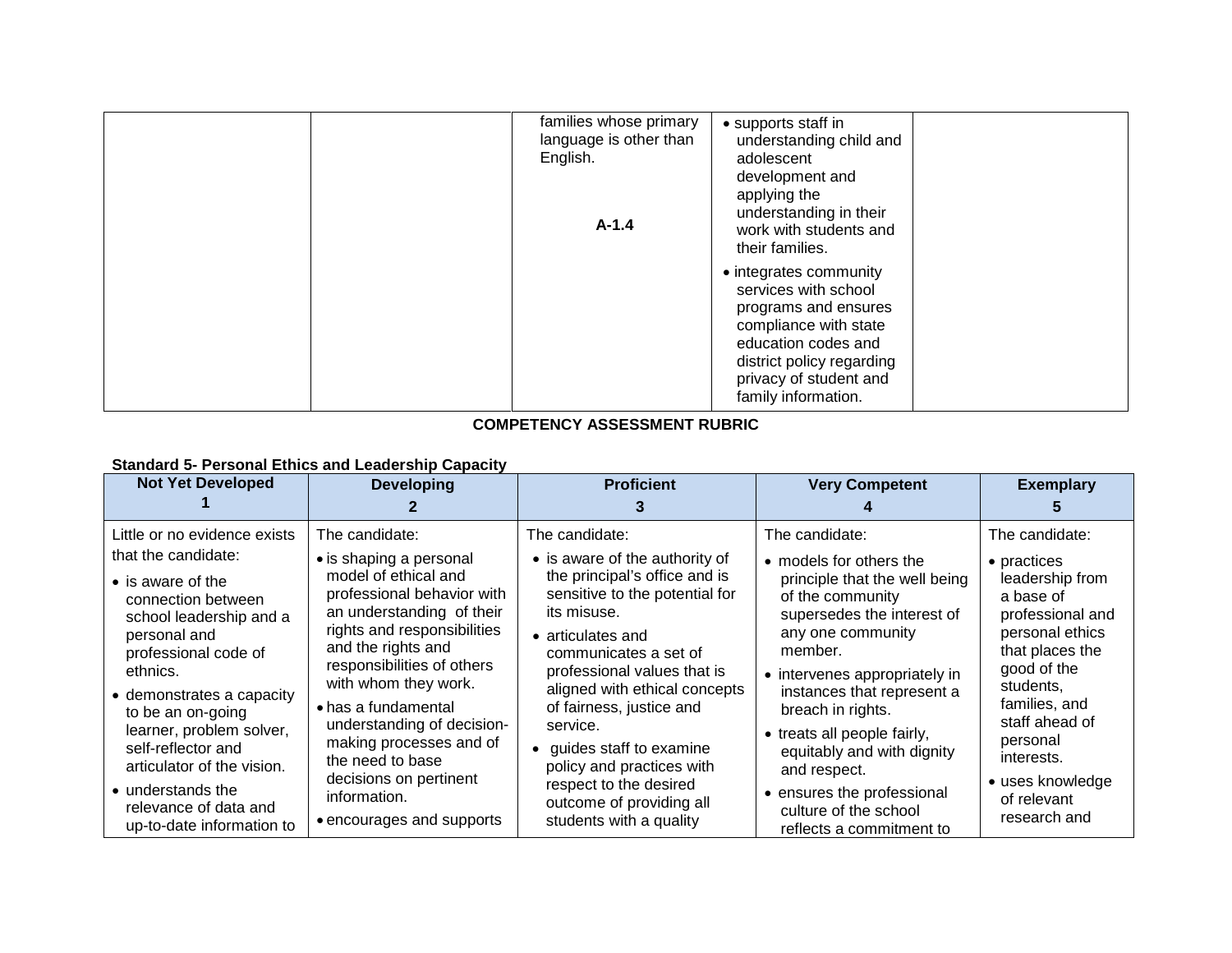| | | families whose primary language is other than English.<br><br>**A-1.4** | • supports staff in understanding child and adolescent development and applying the understanding in their work with students and their families.<br>• integrates community services with school programs and ensures compliance with state education codes and district policy regarding privacy of student and family information. | |
|---|---|---|---|---|

**COMPETENCY ASSESSMENT RUBRIC**

**Standard 5- Personal Ethics and Leadership Capacity**

| **Not Yet Developed 1** | **Developing 2** | **Proficient 3** | **Very Competent 4** | **Exemplary 5** |
|---|---|---|---|---|
| Little or no evidence exists that the candidate:<br>• is aware of the connection between school leadership and a personal and professional code of ethnics.<br>• demonstrates a capacity to be an on-going learner, problem solver, self-reflector and articulator of the vision.<br>• understands the relevance of data and up-to-date information to | The candidate:<br>• is shaping a personal model of ethical and professional behavior with an understanding of their rights and responsibilities and the rights and responsibilities of others with whom they work.<br>• has a fundamental understanding of decision-making processes and of the need to base decisions on pertinent information.<br>• encourages and supports | The candidate:<br>• is aware of the authority of the principal's office and is sensitive to the potential for its misuse.<br>• articulates and communicates a set of professional values that is aligned with ethical concepts of fairness, justice and service.<br>• guides staff to examine policy and practices with respect to the desired outcome of providing all students with a quality | The candidate:<br>• models for others the principle that the well being of the community supersedes the interest of any one community member.<br>• intervenes appropriately in instances that represent a breach in rights.<br>• treats all people fairly, equitably and with dignity and respect.<br>• ensures the professional culture of the school reflects a commitment to | The candidate:<br>• practices leadership from a base of professional and personal ethics that places the good of the students, families, and staff ahead of personal interests.<br>• uses knowledge of relevant research and |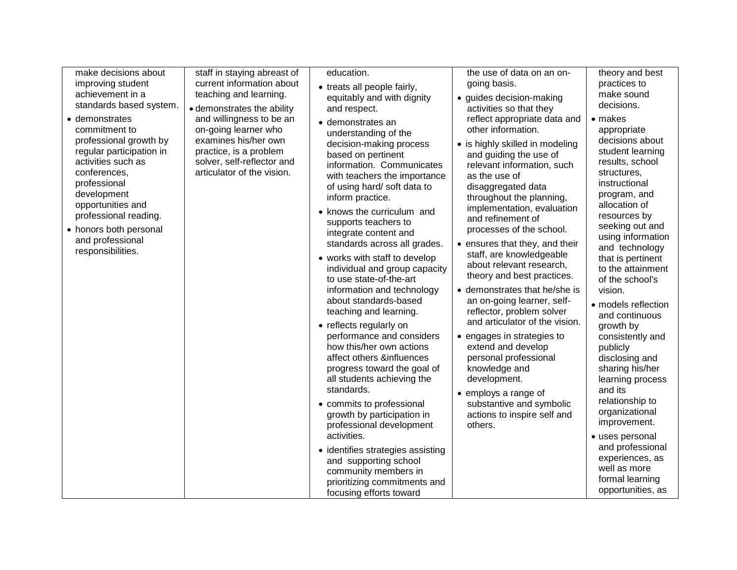| | | | | |
|---|---|---|---|---|
| make decisions about improving student achievement in a standards based system.<br>• demonstrates commitment to professional growth by regular participation in activities such as conferences, professional development opportunities and professional reading.<br>• honors both personal and professional responsibilities. | staff in staying abreast of current information about teaching and learning.<br>• demonstrates the ability and willingness to be an on-going learner who examines his/her own practice, is a problem solver, self-reflector and articulator of the vision. | education.<br>• treats all people fairly, equitably and with dignity and respect.<br>• demonstrates an understanding of the decision-making process based on pertinent information. Communicates with teachers the importance of using hard/ soft data to inform practice.<br>• knows the curriculum and supports teachers to integrate content and standards across all grades.<br>• works with staff to develop individual and group capacity to use state-of-the-art information and technology about standards-based teaching and learning.<br>• reflects regularly on performance and considers how this/her own actions affect others &influences progress toward the goal of all students achieving the standards.<br>• commits to professional growth by participation in professional development activities.<br>• identifies strategies assisting and supporting school community members in prioritizing commitments and focusing efforts toward | the use of data on an on-going basis.<br>• guides decision-making activities so that they reflect appropriate data and other information.<br>• is highly skilled in modeling and guiding the use of relevant information, such as the use of disaggregated data throughout the planning, implementation, evaluation and refinement of processes of the school.<br>• ensures that they, and their staff, are knowledgeable about relevant research, theory and best practices.<br>• demonstrates that he/she is an on-going learner, self-reflector, problem solver and articulator of the vision.<br>• engages in strategies to extend and develop personal professional knowledge and development.<br>• employs a range of substantive and symbolic actions to inspire self and others. | theory and best practices to make sound decisions.<br>• makes appropriate decisions about student learning results, school structures, instructional program, and allocation of resources by seeking out and using information and technology that is pertinent to the attainment of the school's vision.<br>• models reflection and continuous growth by consistently and publicly disclosing and sharing his/her learning process and its relationship to organizational improvement.<br>• uses personal and professional experiences, as well as more formal learning opportunities, as |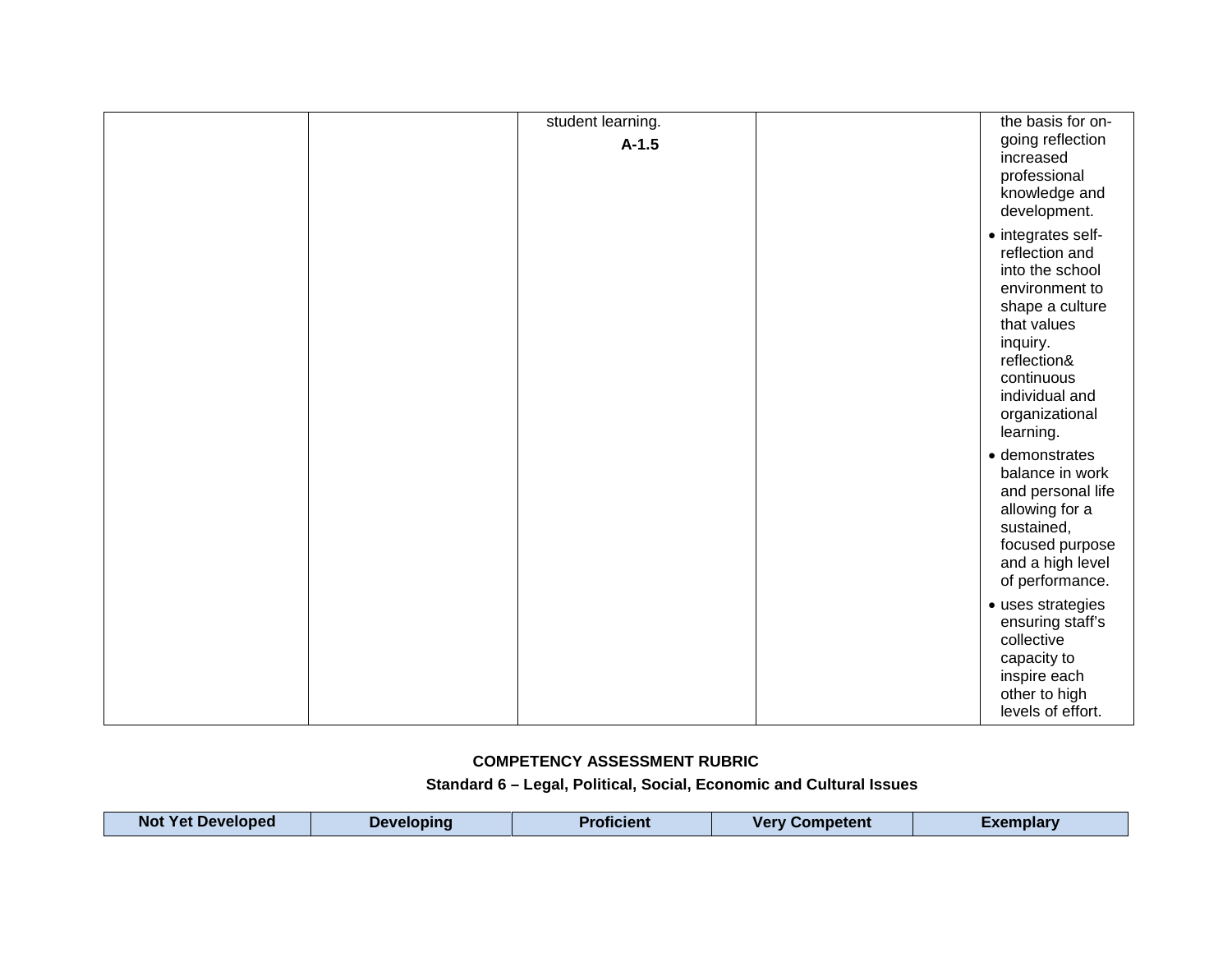| | | | | |
|---|---|---|---|---|
| | | student learning. **A-1.5** | | the basis for on-going reflection increased professional knowledge and development.<br>• integrates self-reflection and into the school environment to shape a culture that values inquiry. reflection& continuous individual and organizational learning.<br>• demonstrates balance in work and personal life allowing for a sustained, focused purpose and a high level of performance.<br>• uses strategies ensuring staff's collective capacity to inspire each other to high levels of effort. |

**COMPETENCY ASSESSMENT RUBRIC**

**Standard 6 – Legal, Political, Social, Economic and Cultural Issues**

| Not Yet Developed | Developing | Proficient | Very Competent | Exemplary |
|---|---|---|---|---|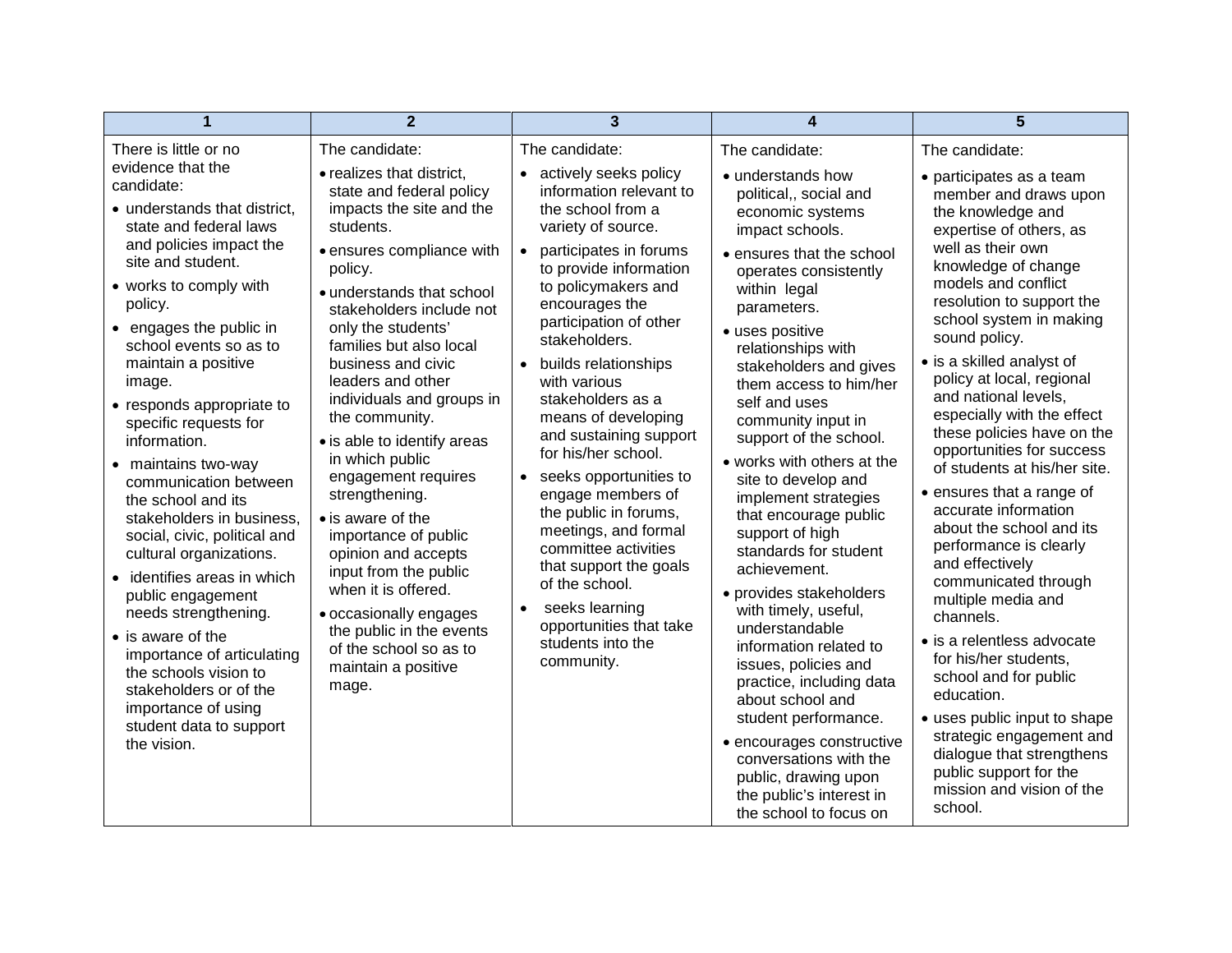| 1 | 2 | 3 | 4 | 5 |
|---|---|---|---|---|
| There is little or no evidence that the candidate:<br>• understands that district, state and federal laws and policies impact the site and student.<br>• works to comply with policy.<br>• engages the public in school events so as to maintain a positive image.<br>• responds appropriate to specific requests for information.<br>• maintains two-way communication between the school and its stakeholders in business, social, civic, political and cultural organizations.<br>• identifies areas in which public engagement needs strengthening.<br>• is aware of the importance of articulating the schools vision to stakeholders or of the importance of using student data to support the vision. | The candidate:<br>• realizes that district, state and federal policy impacts the site and the students.<br>• ensures compliance with policy.<br>• understands that school stakeholders include not only the students' families but also local business and civic leaders and other individuals and groups in the community.<br>• is able to identify areas in which public engagement requires strengthening.<br>• is aware of the importance of public opinion and accepts input from the public when it is offered.<br>• occasionally engages the public in the events of the school so as to maintain a positive mage. | The candidate:<br>• actively seeks policy information relevant to the school from a variety of source.<br>• participates in forums to provide information to policymakers and encourages the participation of other stakeholders.<br>• builds relationships with various stakeholders as a means of developing and sustaining support for his/her school.<br>• seeks opportunities to engage members of the public in forums, meetings, and formal committee activities that support the goals of the school.<br>• seeks learning opportunities that take students into the community. | The candidate:<br>• understands how political,, social and economic systems impact schools.<br>• ensures that the school operates consistently within legal parameters.<br>• uses positive relationships with stakeholders and gives them access to him/her self and uses community input in support of the school.<br>• works with others at the site to develop and implement strategies that encourage public support of high standards for student achievement.<br>• provides stakeholders with timely, useful, understandable information related to issues, policies and practice, including data about school and student performance.<br>• encourages constructive conversations with the public, drawing upon the public's interest in the school to focus on | The candidate:<br>• participates as a team member and draws upon the knowledge and expertise of others, as well as their own knowledge of change models and conflict resolution to support the school system in making sound policy.<br>• is a skilled analyst of policy at local, regional and national levels, especially with the effect these policies have on the opportunities for success of students at his/her site.<br>• ensures that a range of accurate information about the school and its performance is clearly and effectively communicated through multiple media and channels.<br>• is a relentless advocate for his/her students, school and for public education.<br>• uses public input to shape strategic engagement and dialogue that strengthens public support for the mission and vision of the school. |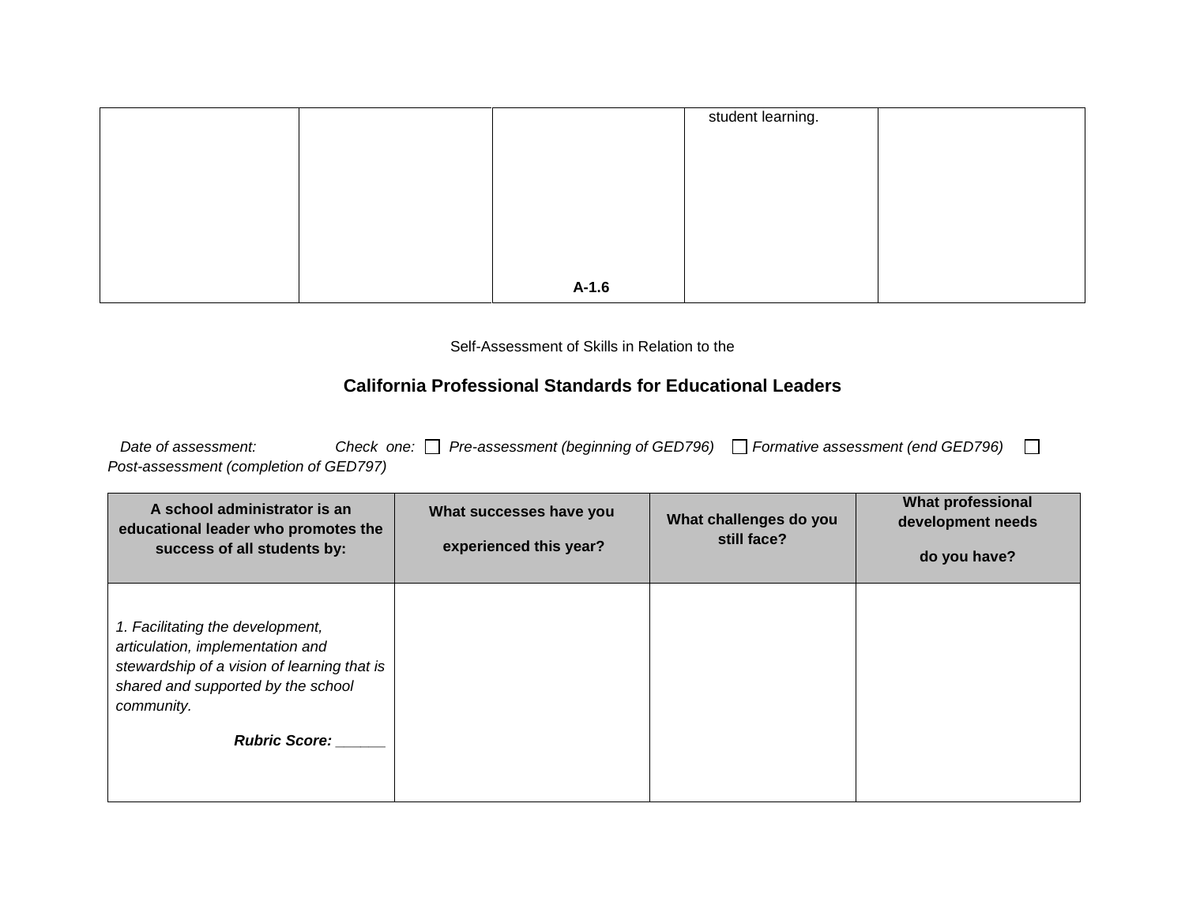| | | | student learning. | |
|---|---|---|---|---|
| | | **A-1.6** | | |

Self-Assessment of Skills in Relation to the

## California Professional Standards for Educational Leaders

*Date of assessment:* *Check one:* ☐ *Pre-assessment (beginning of GED796)* ☐ *Formative assessment (end GED796)* ☐ *Post-assessment (completion of GED797)*

| A school administrator is an educational leader who promotes the success of all students by: | What successes have you experienced this year? | What challenges do you still face? | What professional development needs do you have? |
|---|---|---|---|
| *1. Facilitating the development, articulation, implementation and stewardship of a vision of learning that is shared and supported by the school community.* ***Rubric Score:*** ______ | | | |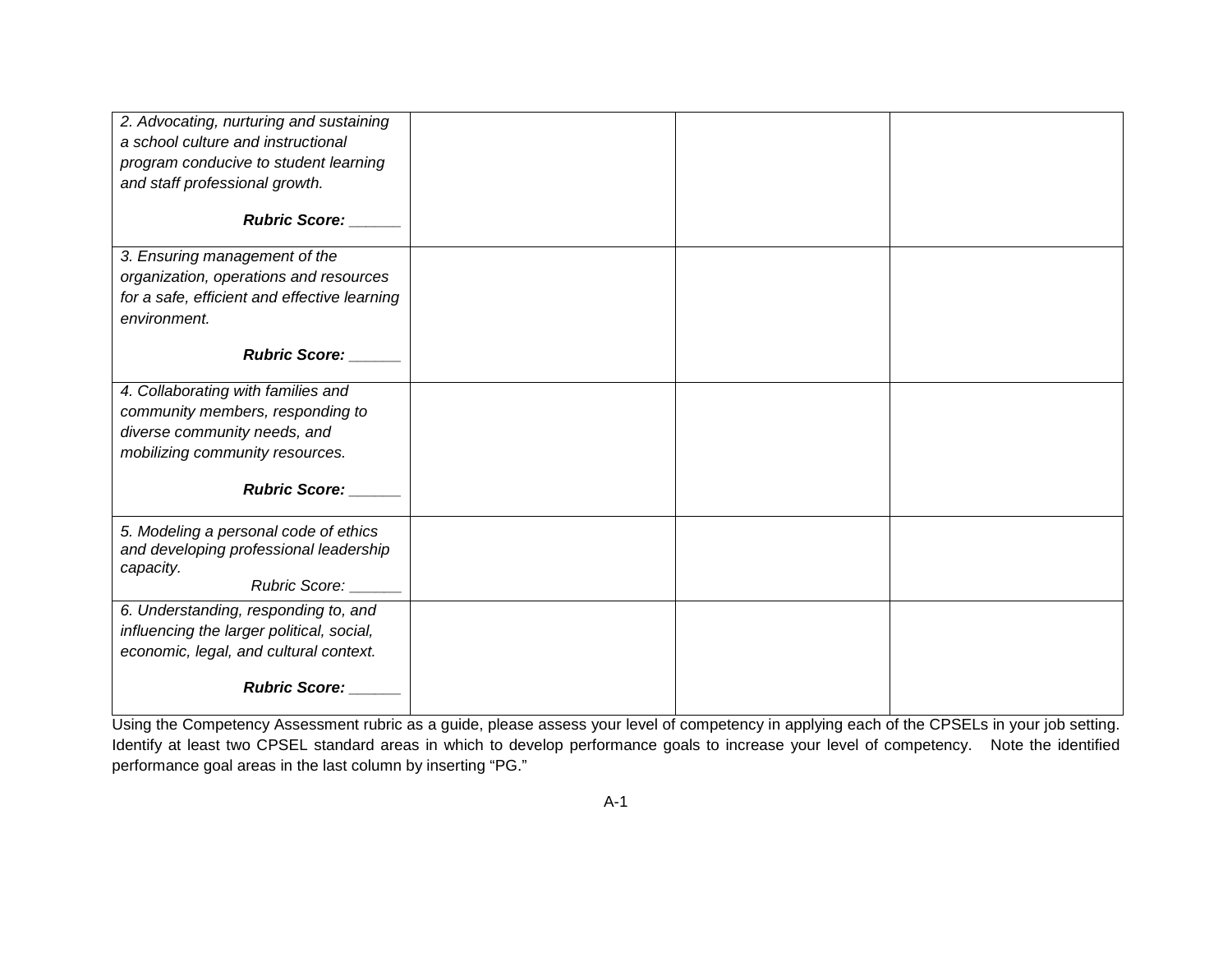| | | | |
|---|---|---|---|
| *2. Advocating, nurturing and sustaining a school culture and instructional program conducive to student learning and staff professional growth.*<br><br>***Rubric Score:*** ______ | | | |
| *3. Ensuring management of the organization, operations and resources for a safe, efficient and effective learning environment.*<br><br>***Rubric Score:*** ______ | | | |
| *4. Collaborating with families and community members, responding to diverse community needs, and mobilizing community resources.*<br><br>***Rubric Score:*** ______ | | | |
| *5. Modeling a personal code of ethics and developing professional leadership capacity.*<br>*Rubric Score:* ______ | | | |
| *6. Understanding, responding to, and influencing the larger political, social, economic, legal, and cultural context.*<br><br>***Rubric Score:*** ______ | | | |

Using the Competency Assessment rubric as a guide, please assess your level of competency in applying each of the CPSELs in your job setting. Identify at least two CPSEL standard areas in which to develop performance goals to increase your level of competency. Note the identified performance goal areas in the last column by inserting "PG."

A-1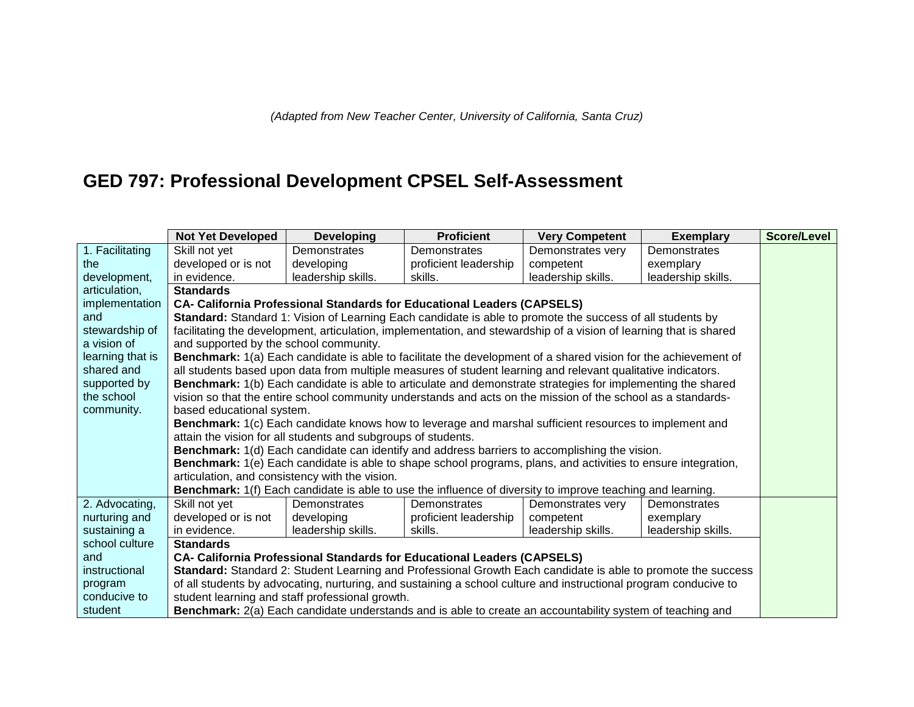*(Adapted from New Teacher Center, University of California, Santa Cruz)*

# GED 797: Professional Development CPSEL Self-Assessment

| | Not Yet Developed | Developing | Proficient | Very Competent | Exemplary | Score/Level |
|---|---|---|---|---|---|---|
| 1. Facilitating the development, articulation, implementation and stewardship of a vision of learning that is shared and supported by the school community. | Skill not yet developed or is not in evidence. | Demonstrates developing leadership skills. | Demonstrates proficient leadership skills. | Demonstrates very competent leadership skills. | Demonstrates exemplary leadership skills. | |
| | **Standards**<br>**CA- California Professional Standards for Educational Leaders (CAPSELS)**<br>**Standard:** Standard 1: Vision of Learning Each candidate is able to promote the success of all students by facilitating the development, articulation, implementation, and stewardship of a vision of learning that is shared and supported by the school community.<br>**Benchmark:** 1(a) Each candidate is able to facilitate the development of a shared vision for the achievement of all students based upon data from multiple measures of student learning and relevant qualitative indicators.<br>**Benchmark:** 1(b) Each candidate is able to articulate and demonstrate strategies for implementing the shared vision so that the entire school community understands and acts on the mission of the school as a standards-based educational system.<br>**Benchmark:** 1(c) Each candidate knows how to leverage and marshal sufficient resources to implement and attain the vision for all students and subgroups of students.<br>**Benchmark:** 1(d) Each candidate can identify and address barriers to accomplishing the vision.<br>**Benchmark:** 1(e) Each candidate is able to shape school programs, plans, and activities to ensure integration, articulation, and consistency with the vision.<br>**Benchmark:** 1(f) Each candidate is able to use the influence of diversity to improve teaching and learning. | | | | | |
| 2. Advocating, nurturing and sustaining a school culture and instructional program conducive to student | Skill not yet developed or is not in evidence. | Demonstrates developing leadership skills. | Demonstrates proficient leadership skills. | Demonstrates very competent leadership skills. | Demonstrates exemplary leadership skills. | |
| | **Standards**<br>**CA- California Professional Standards for Educational Leaders (CAPSELS)**<br>**Standard:** Standard 2: Student Learning and Professional Growth Each candidate is able to promote the success of all students by advocating, nurturing, and sustaining a school culture and instructional program conducive to student learning and staff professional growth.<br>**Benchmark:** 2(a) Each candidate understands and is able to create an accountability system of teaching and | | | | | |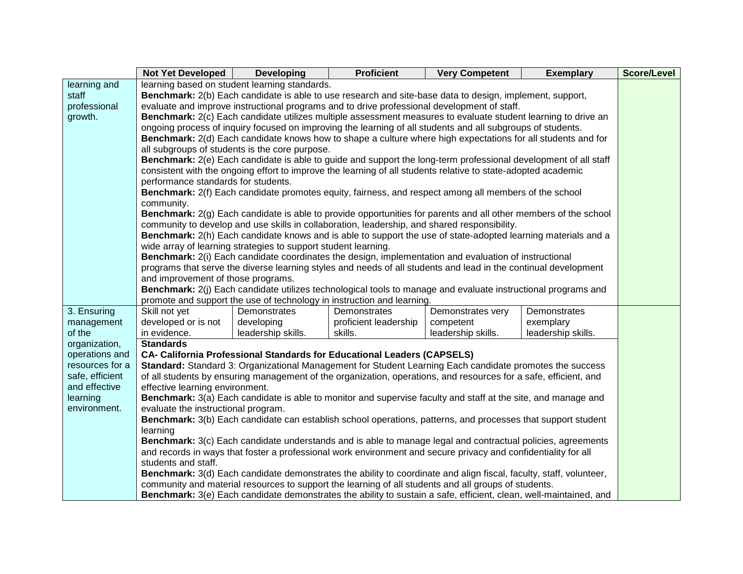| | Not Yet Developed | Developing | Proficient | Very Competent | Exemplary | Score/Level |
|---|---|---|---|---|---|---|
| learning and staff professional growth. | learning based on student learning standards.<br>**Benchmark:** 2(b) Each candidate is able to use research and site-base data to design, implement, support, evaluate and improve instructional programs and to drive professional development of staff.<br>**Benchmark:** 2(c) Each candidate utilizes multiple assessment measures to evaluate student learning to drive an ongoing process of inquiry focused on improving the learning of all students and all subgroups of students.<br>**Benchmark:** 2(d) Each candidate knows how to shape a culture where high expectations for all students and for all subgroups of students is the core purpose.<br>**Benchmark:** 2(e) Each candidate is able to guide and support the long-term professional development of all staff consistent with the ongoing effort to improve the learning of all students relative to state-adopted academic performance standards for students.<br>**Benchmark:** 2(f) Each candidate promotes equity, fairness, and respect among all members of the school community.<br>**Benchmark:** 2(g) Each candidate is able to provide opportunities for parents and all other members of the school community to develop and use skills in collaboration, leadership, and shared responsibility.<br>**Benchmark:** 2(h) Each candidate knows and is able to support the use of state-adopted learning materials and a wide array of learning strategies to support student learning.<br>**Benchmark:** 2(i) Each candidate coordinates the design, implementation and evaluation of instructional programs that serve the diverse learning styles and needs of all students and lead in the continual development and improvement of those programs.<br>**Benchmark:** 2(j) Each candidate utilizes technological tools to manage and evaluate instructional programs and promote and support the use of technology in instruction and learning. | | | | | |
| 3. Ensuring management of the organization, operations and resources for a safe, efficient and effective learning environment. | Skill not yet developed or is not in evidence. | Demonstrates developing leadership skills. | Demonstrates proficient leadership skills. | Demonstrates very competent leadership skills. | Demonstrates exemplary leadership skills. | |
| | **Standards**<br>**CA- California Professional Standards for Educational Leaders (CAPSELS)**<br>**Standard:** Standard 3: Organizational Management for Student Learning Each candidate promotes the success of all students by ensuring management of the organization, operations, and resources for a safe, efficient, and effective learning environment.<br>**Benchmark:** 3(a) Each candidate is able to monitor and supervise faculty and staff at the site, and manage and evaluate the instructional program.<br>**Benchmark:** 3(b) Each candidate can establish school operations, patterns, and processes that support student learning<br>**Benchmark:** 3(c) Each candidate understands and is able to manage legal and contractual policies, agreements and records in ways that foster a professional work environment and secure privacy and confidentiality for all students and staff.<br>**Benchmark:** 3(d) Each candidate demonstrates the ability to coordinate and align fiscal, faculty, staff, volunteer, community and material resources to support the learning of all students and all groups of students.<br>**Benchmark:** 3(e) Each candidate demonstrates the ability to sustain a safe, efficient, clean, well-maintained, and | | | | | |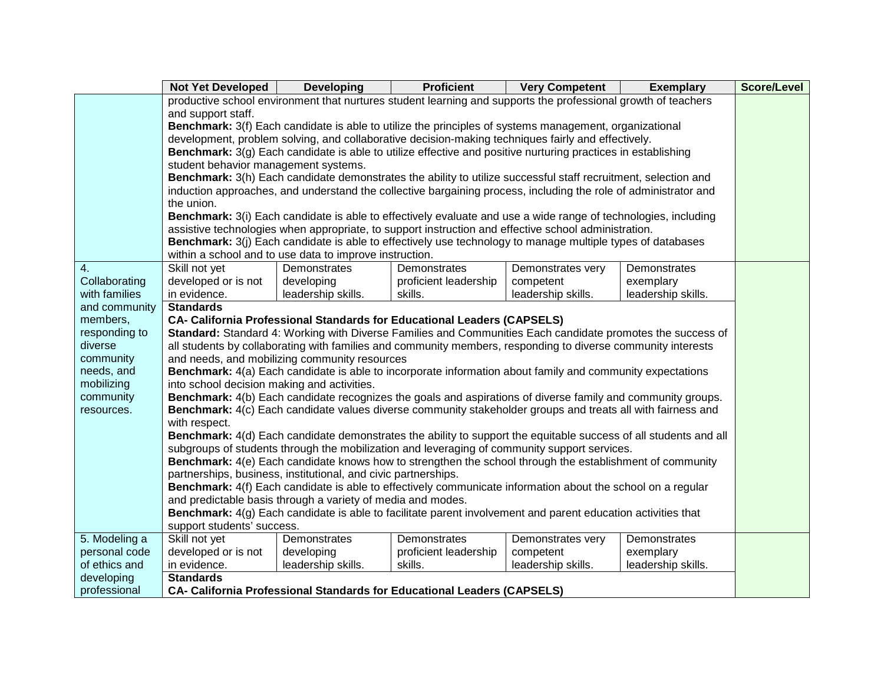| | Not Yet Developed | Developing | Proficient | Very Competent | Exemplary | Score/Level |
|---|---|---|---|---|---|---|
| | productive school environment that nurtures student learning and supports the professional growth of teachers and support staff.<br>**Benchmark:** 3(f) Each candidate is able to utilize the principles of systems management, organizational development, problem solving, and collaborative decision-making techniques fairly and effectively.<br>**Benchmark:** 3(g) Each candidate is able to utilize effective and positive nurturing practices in establishing student behavior management systems.<br>**Benchmark:** 3(h) Each candidate demonstrates the ability to utilize successful staff recruitment, selection and induction approaches, and understand the collective bargaining process, including the role of administrator and the union.<br>**Benchmark:** 3(i) Each candidate is able to effectively evaluate and use a wide range of technologies, including assistive technologies when appropriate, to support instruction and effective school administration.<br>**Benchmark:** 3(j) Each candidate is able to effectively use technology to manage multiple types of databases within a school and to use data to improve instruction. | | | | | |
| 4. Collaborating with families and community members, responding to diverse community needs, and mobilizing community resources. | Skill not yet developed or is not in evidence. | Demonstrates developing leadership skills. | Demonstrates proficient leadership skills. | Demonstrates very competent leadership skills. | Demonstrates exemplary leadership skills. | |
| | **Standards**<br>**CA- California Professional Standards for Educational Leaders (CAPSELS)**<br>**Standard:** Standard 4: Working with Diverse Families and Communities Each candidate promotes the success of all students by collaborating with families and community members, responding to diverse community interests and needs, and mobilizing community resources<br>**Benchmark:** 4(a) Each candidate is able to incorporate information about family and community expectations into school decision making and activities.<br>**Benchmark:** 4(b) Each candidate recognizes the goals and aspirations of diverse family and community groups.<br>**Benchmark:** 4(c) Each candidate values diverse community stakeholder groups and treats all with fairness and with respect.<br>**Benchmark:** 4(d) Each candidate demonstrates the ability to support the equitable success of all students and all subgroups of students through the mobilization and leveraging of community support services.<br>**Benchmark:** 4(e) Each candidate knows how to strengthen the school through the establishment of community partnerships, business, institutional, and civic partnerships.<br>**Benchmark:** 4(f) Each candidate is able to effectively communicate information about the school on a regular and predictable basis through a variety of media and modes.<br>**Benchmark:** 4(g) Each candidate is able to facilitate parent involvement and parent education activities that support students' success. | | | | | |
| 5. Modeling a personal code of ethics and developing professional | Skill not yet developed or is not in evidence. | Demonstrates developing leadership skills. | Demonstrates proficient leadership skills. | Demonstrates very competent leadership skills. | Demonstrates exemplary leadership skills. | |
| | **Standards**<br>**CA- California Professional Standards for Educational Leaders (CAPSELS)** | | | | | |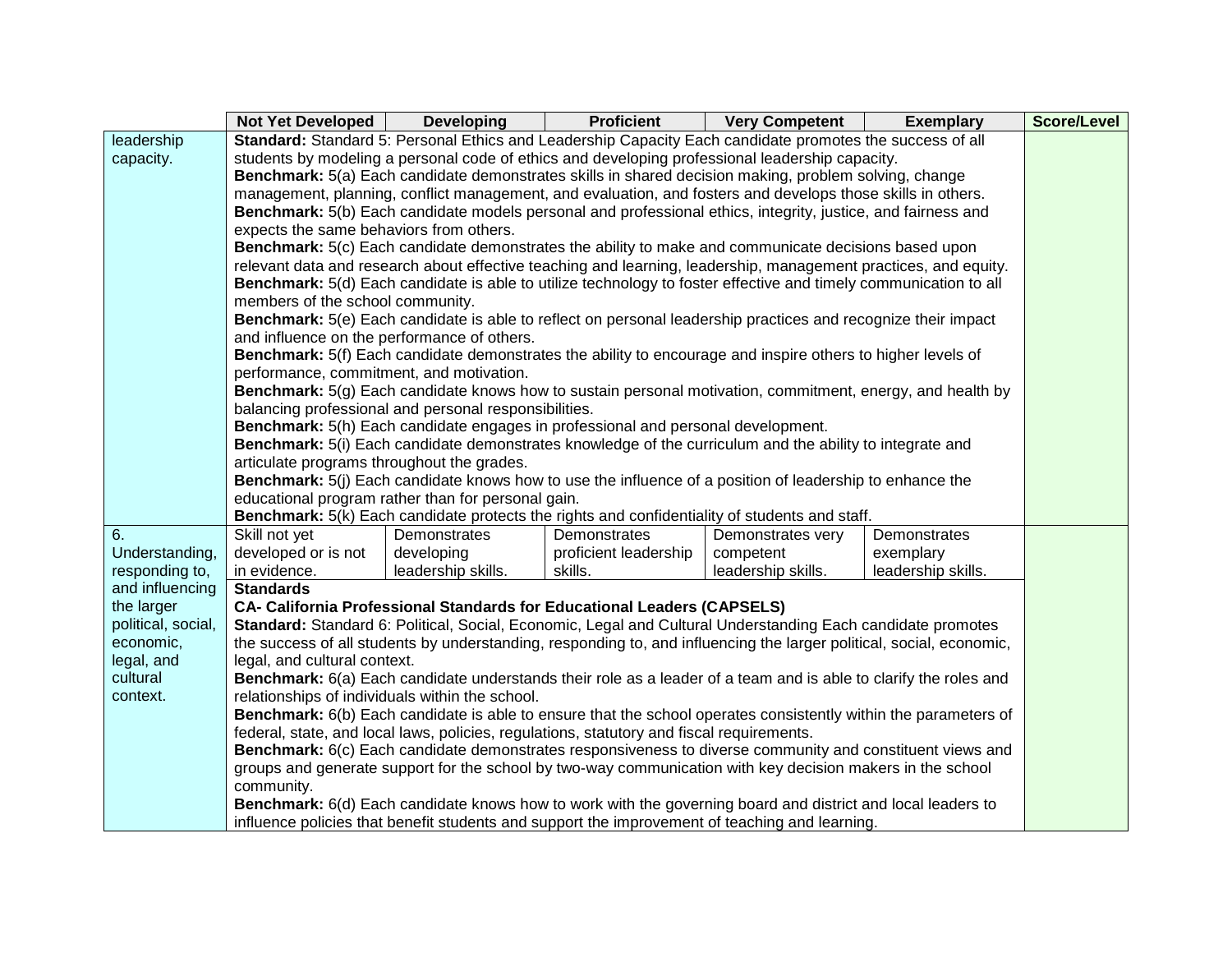| | Not Yet Developed | Developing | Proficient | Very Competent | Exemplary | Score/Level |
|---|---|---|---|---|---|---|
| leadership capacity. | **Standard:** Standard 5: Personal Ethics and Leadership Capacity Each candidate promotes the success of all students by modeling a personal code of ethics and developing professional leadership capacity.<br>**Benchmark:** 5(a) Each candidate demonstrates skills in shared decision making, problem solving, change management, planning, conflict management, and evaluation, and fosters and develops those skills in others.<br>**Benchmark:** 5(b) Each candidate models personal and professional ethics, integrity, justice, and fairness and expects the same behaviors from others.<br>**Benchmark:** 5(c) Each candidate demonstrates the ability to make and communicate decisions based upon relevant data and research about effective teaching and learning, leadership, management practices, and equity.<br>**Benchmark:** 5(d) Each candidate is able to utilize technology to foster effective and timely communication to all members of the school community.<br>**Benchmark:** 5(e) Each candidate is able to reflect on personal leadership practices and recognize their impact and influence on the performance of others.<br>**Benchmark:** 5(f) Each candidate demonstrates the ability to encourage and inspire others to higher levels of performance, commitment, and motivation.<br>**Benchmark:** 5(g) Each candidate knows how to sustain personal motivation, commitment, energy, and health by balancing professional and personal responsibilities.<br>**Benchmark:** 5(h) Each candidate engages in professional and personal development.<br>**Benchmark:** 5(i) Each candidate demonstrates knowledge of the curriculum and the ability to integrate and articulate programs throughout the grades.<br>**Benchmark:** 5(j) Each candidate knows how to use the influence of a position of leadership to enhance the educational program rather than for personal gain.<br>**Benchmark:** 5(k) Each candidate protects the rights and confidentiality of students and staff. | | | | | |
| 6. Understanding, responding to, and influencing the larger political, social, economic, legal, and cultural context. | Skill not yet developed or is not in evidence. | Demonstrates developing leadership skills. | Demonstrates proficient leadership skills. | Demonstrates very competent leadership skills. | Demonstrates exemplary leadership skills. | |
| | **Standards**<br>**CA- California Professional Standards for Educational Leaders (CAPSELS)**<br>**Standard:** Standard 6: Political, Social, Economic, Legal and Cultural Understanding Each candidate promotes the success of all students by understanding, responding to, and influencing the larger political, social, economic, legal, and cultural context.<br>**Benchmark:** 6(a) Each candidate understands their role as a leader of a team and is able to clarify the roles and relationships of individuals within the school.<br>**Benchmark:** 6(b) Each candidate is able to ensure that the school operates consistently within the parameters of federal, state, and local laws, policies, regulations, statutory and fiscal requirements.<br>**Benchmark:** 6(c) Each candidate demonstrates responsiveness to diverse community and constituent views and groups and generate support for the school by two-way communication with key decision makers in the school community.<br>**Benchmark:** 6(d) Each candidate knows how to work with the governing board and district and local leaders to influence policies that benefit students and support the improvement of teaching and learning. | | | | | |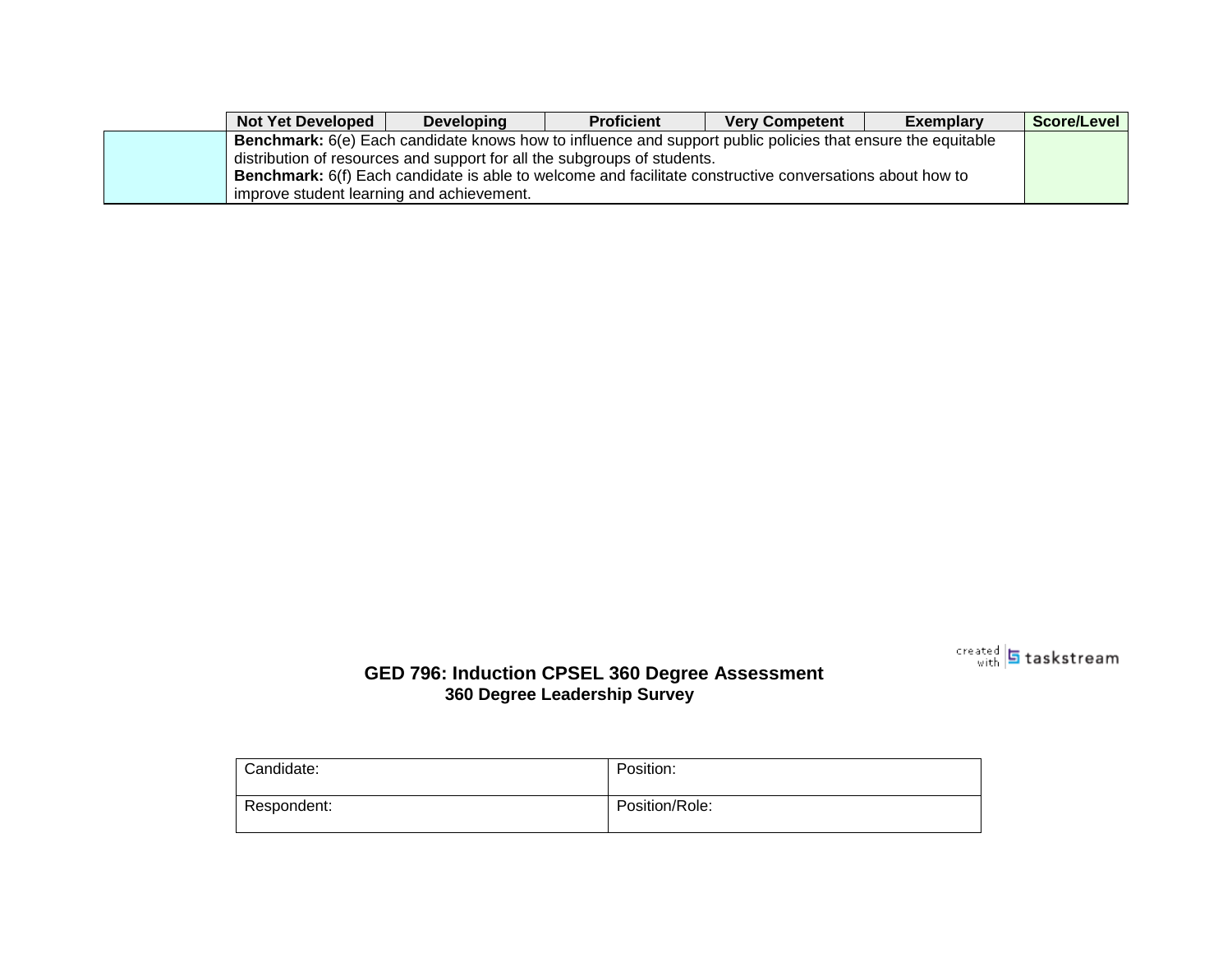| | Not Yet Developed | Developing | Proficient | Very Competent | Exemplary | Score/Level |
|---|---|---|---|---|---|---|
| | **Benchmark:** 6(e) Each candidate knows how to influence and support public policies that ensure the equitable distribution of resources and support for all the subgroups of students.<br>**Benchmark:** 6(f) Each candidate is able to welcome and facilitate constructive conversations about how to improve student learning and achievement. | | | | | |

created with tasksteam

## GED 796: Induction CPSEL 360 Degree Assessment

### 360 Degree Leadership Survey

| Candidate: | Position: |
|---|---|
| Respondent: | Position/Role: |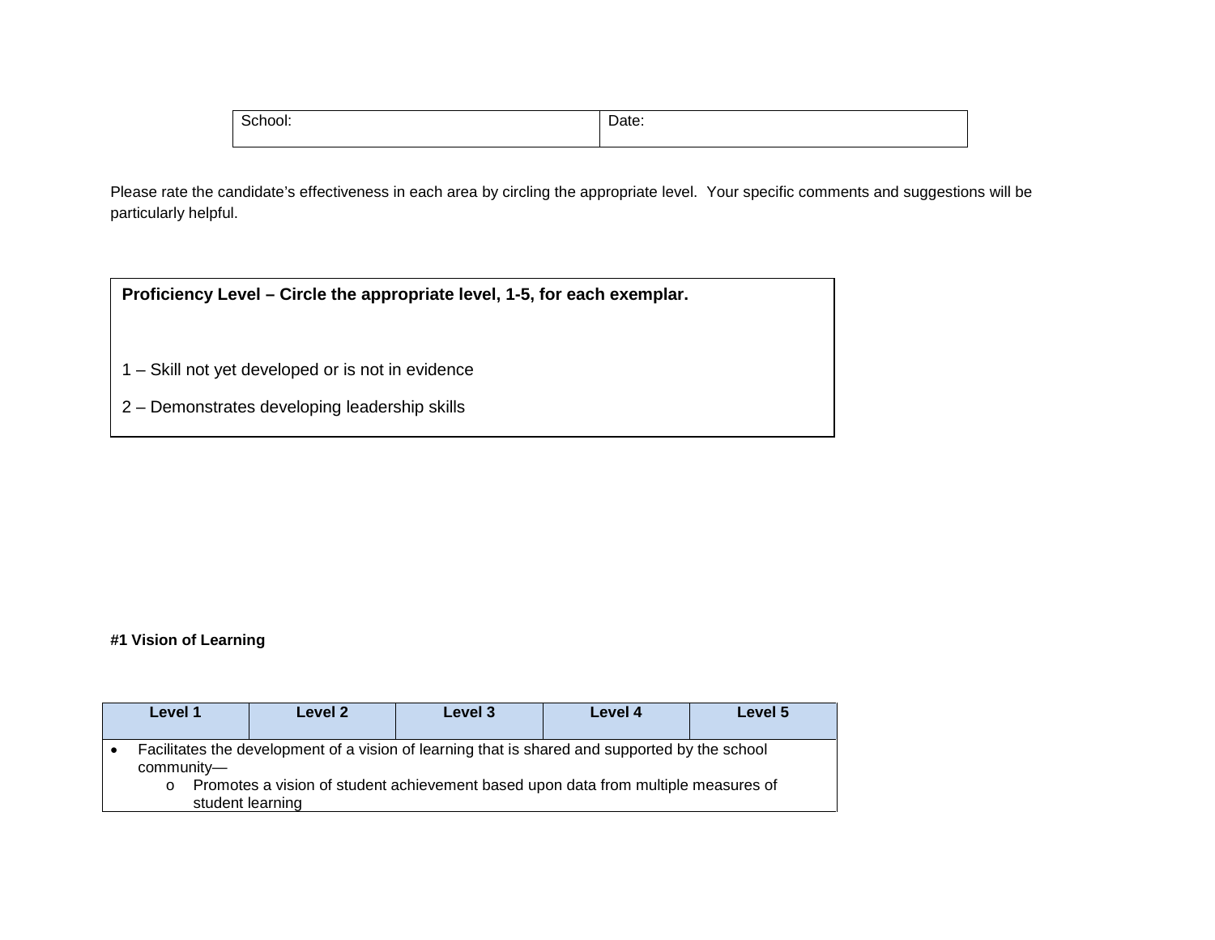| School: | Date: |
|---|---|

Please rate the candidate's effectiveness in each area by circling the appropriate level. Your specific comments and suggestions will be particularly helpful.

| **Proficiency Level – Circle the appropriate level, 1-5, for each exemplar.** |
|---|
| 1 – Skill not yet developed or is not in evidence<br>2 – Demonstrates developing leadership skills |

**#1 Vision of Learning**

| Level 1 | Level 2 | Level 3 | Level 4 | Level 5 |
|---|---|---|---|---|
| • Facilitates the development of a vision of learning that is shared and supported by the school community—<br>o Promotes a vision of student achievement based upon data from multiple measures of student learning | | | | |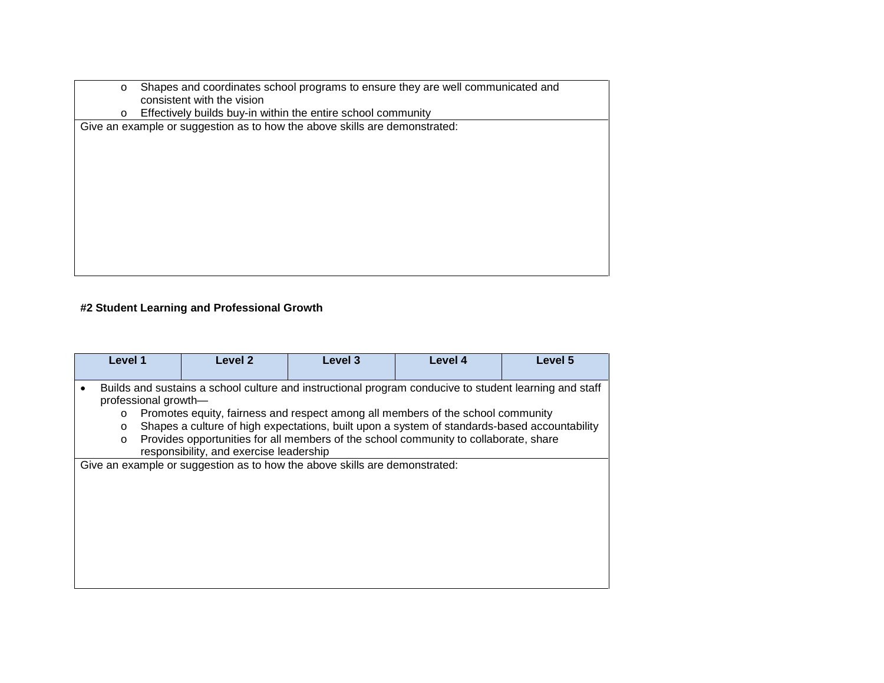- Shapes and coordinates school programs to ensure they are well communicated and consistent with the vision
  - Effectively builds buy-in within the entire school community

Give an example or suggestion as to how the above skills are demonstrated:

**#2 Student Learning and Professional Growth**

| Level 1 | Level 2 | Level 3 | Level 4 | Level 5 |
|---|---|---|---|---|

- Builds and sustains a school culture and instructional program conducive to student learning and staff professional growth—
  - Promotes equity, fairness and respect among all members of the school community
  - Shapes a culture of high expectations, built upon a system of standards-based accountability
  - Provides opportunities for all members of the school community to collaborate, share responsibility, and exercise leadership

Give an example or suggestion as to how the above skills are demonstrated: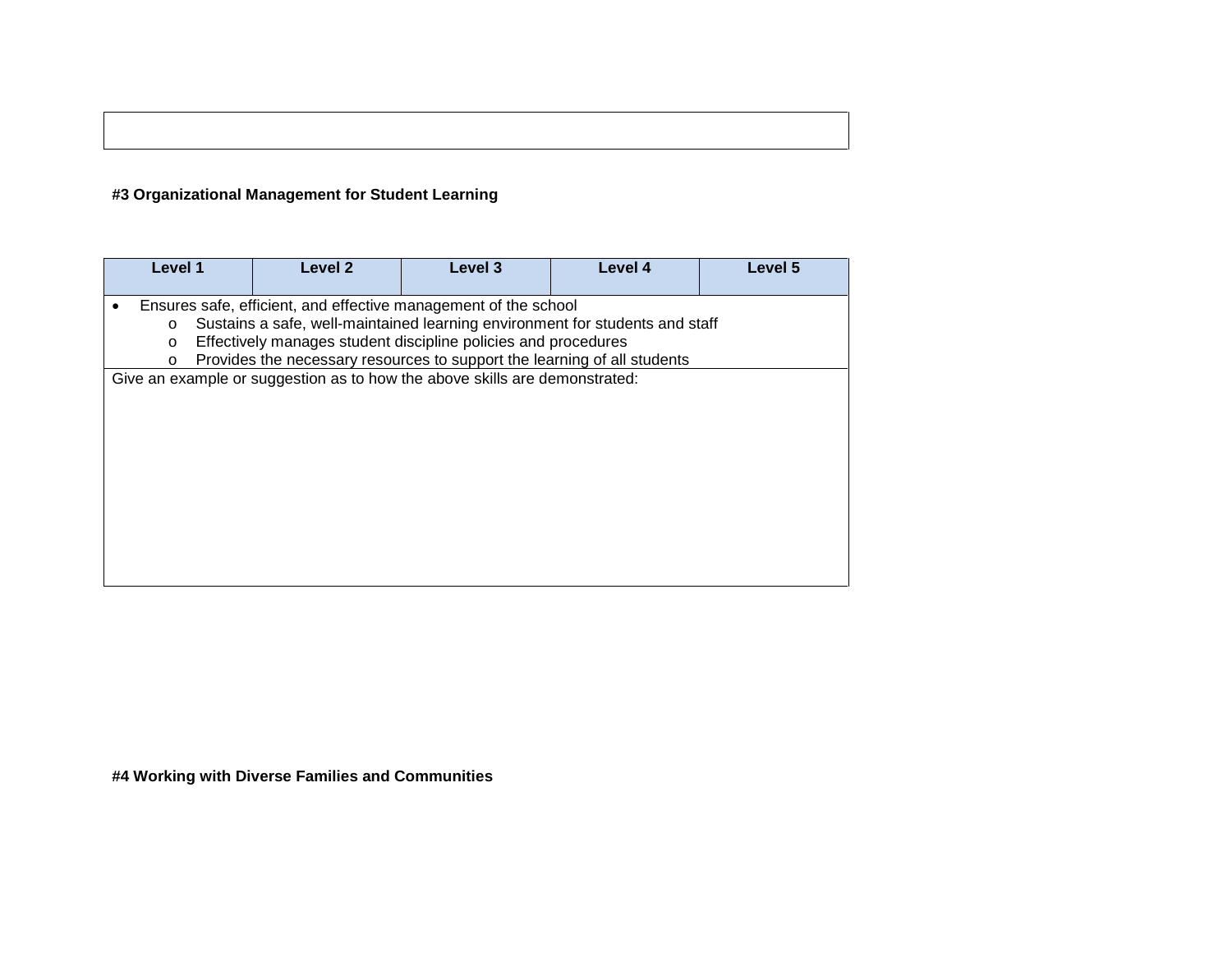| |
|---|
| |

**#3 Organizational Management for Student Learning**

| Level 1 | Level 2 | Level 3 | Level 4 | Level 5 |
|---|---|---|---|---|
| • Ensures safe, efficient, and effective management of the school<br>  o Sustains a safe, well-maintained learning environment for students and staff<br>  o Effectively manages student discipline policies and procedures<br>  o Provides the necessary resources to support the learning of all students | | | | |
| Give an example or suggestion as to how the above skills are demonstrated: | | | | |

**#4 Working with Diverse Families and Communities**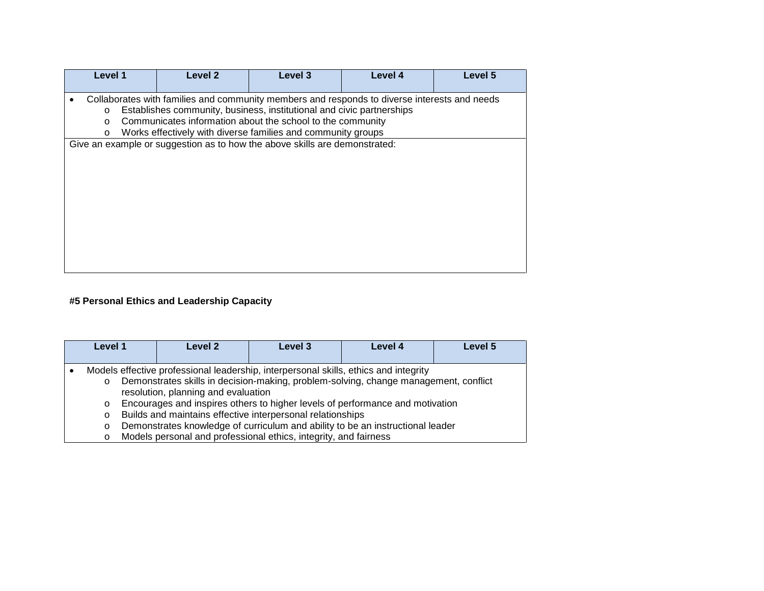| Level 1 | Level 2 | Level 3 | Level 4 | Level 5 |
|---|---|---|---|---|

- Collaborates with families and community members and responds to diverse interests and needs
  - Establishes community, business, institutional and civic partnerships
  - Communicates information about the school to the community
  - Works effectively with diverse families and community groups

Give an example or suggestion as to how the above skills are demonstrated:

**#5 Personal Ethics and Leadership Capacity**

| Level 1 | Level 2 | Level 3 | Level 4 | Level 5 |
|---|---|---|---|---|

- Models effective professional leadership, interpersonal skills, ethics and integrity
  - Demonstrates skills in decision-making, problem-solving, change management, conflict resolution, planning and evaluation
  - Encourages and inspires others to higher levels of performance and motivation
  - Builds and maintains effective interpersonal relationships
  - Demonstrates knowledge of curriculum and ability to be an instructional leader
  - Models personal and professional ethics, integrity, and fairness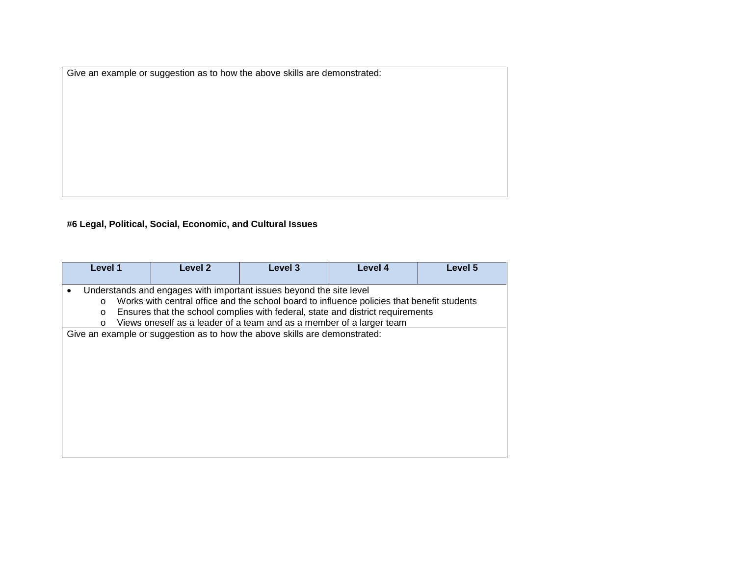| Give an example or suggestion as to how the above skills are demonstrated: |
| --- |
| |

**#6 Legal, Political, Social, Economic, and Cultural Issues**

| Level 1 | Level 2 | Level 3 | Level 4 | Level 5 |
| --- | --- | --- | --- | --- |
| • Understands and engages with important issues beyond the site level<br>o Works with central office and the school board to influence policies that benefit students<br>o Ensures that the school complies with federal, state and district requirements<br>o Views oneself as a leader of a team and as a member of a larger team | | | | |
| Give an example or suggestion as to how the above skills are demonstrated: | | | | |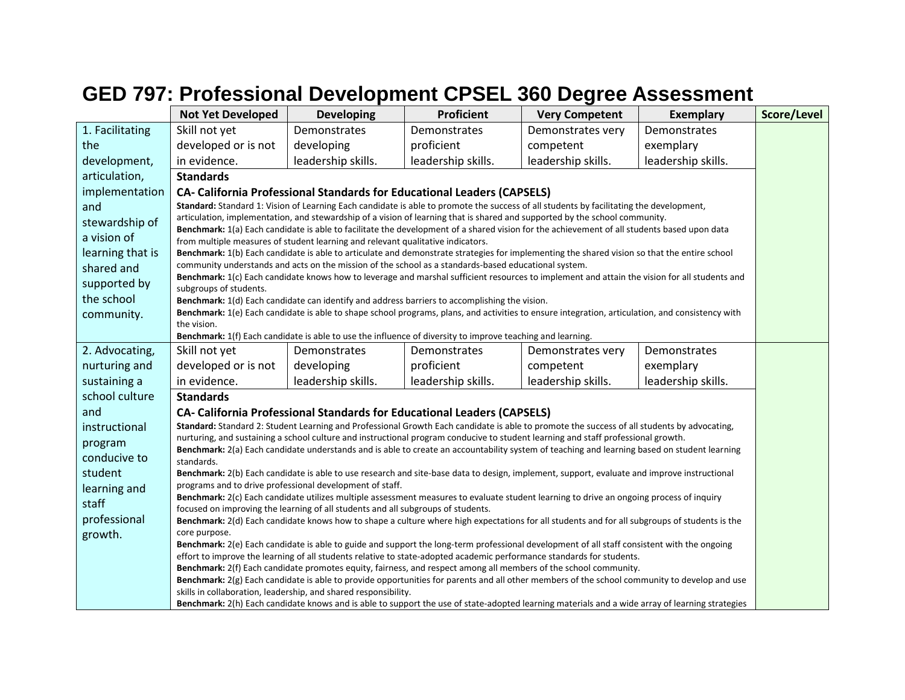# GED 797: Professional Development CPSEL 360 Degree Assessment

| | Not Yet Developed | Developing | Proficient | Very Competent | Exemplary | Score/Level |
|---|---|---|---|---|---|---|
| 1. Facilitating the development, articulation, implementation and stewardship of a vision of learning that is shared and supported by the school community. | Skill not yet developed or is not in evidence. | Demonstrates developing leadership skills. | Demonstrates proficient leadership skills. | Demonstrates very competent leadership skills. | Demonstrates exemplary leadership skills. | |
| | **Standards**<br>**CA- California Professional Standards for Educational Leaders (CAPSELS)**<br>**Standard:** Standard 1: Vision of Learning Each candidate is able to promote the success of all students by facilitating the development, articulation, implementation, and stewardship of a vision of learning that is shared and supported by the school community.<br>**Benchmark:** 1(a) Each candidate is able to facilitate the development of a shared vision for the achievement of all students based upon data from multiple measures of student learning and relevant qualitative indicators.<br>**Benchmark:** 1(b) Each candidate is able to articulate and demonstrate strategies for implementing the shared vision so that the entire school community understands and acts on the mission of the school as a standards-based educational system.<br>**Benchmark:** 1(c) Each candidate knows how to leverage and marshal sufficient resources to implement and attain the vision for all students and subgroups of students.<br>**Benchmark:** 1(d) Each candidate can identify and address barriers to accomplishing the vision.<br>**Benchmark:** 1(e) Each candidate is able to shape school programs, plans, and activities to ensure integration, articulation, and consistency with the vision.<br>**Benchmark:** 1(f) Each candidate is able to use the influence of diversity to improve teaching and learning. | | | | | |
| 2. Advocating, nurturing and sustaining a school culture and instructional program conducive to student learning and staff professional growth. | Skill not yet developed or is not in evidence. | Demonstrates developing leadership skills. | Demonstrates proficient leadership skills. | Demonstrates very competent leadership skills. | Demonstrates exemplary leadership skills. | |
| | **Standards**<br>**CA- California Professional Standards for Educational Leaders (CAPSELS)**<br>**Standard:** Standard 2: Student Learning and Professional Growth Each candidate is able to promote the success of all students by advocating, nurturing, and sustaining a school culture and instructional program conducive to student learning and staff professional growth.<br>**Benchmark:** 2(a) Each candidate understands and is able to create an accountability system of teaching and learning based on student learning standards.<br>**Benchmark:** 2(b) Each candidate is able to use research and site-base data to design, implement, support, evaluate and improve instructional programs and to drive professional development of staff.<br>**Benchmark:** 2(c) Each candidate utilizes multiple assessment measures to evaluate student learning to drive an ongoing process of inquiry focused on improving the learning of all students and all subgroups of students.<br>**Benchmark:** 2(d) Each candidate knows how to shape a culture where high expectations for all students and for all subgroups of students is the core purpose.<br>**Benchmark:** 2(e) Each candidate is able to guide and support the long-term professional development of all staff consistent with the ongoing effort to improve the learning of all students relative to state-adopted academic performance standards for students.<br>**Benchmark:** 2(f) Each candidate promotes equity, fairness, and respect among all members of the school community.<br>**Benchmark:** 2(g) Each candidate is able to provide opportunities for parents and all other members of the school community to develop and use skills in collaboration, leadership, and shared responsibility.<br>**Benchmark:** 2(h) Each candidate knows and is able to support the use of state-adopted learning materials and a wide array of learning strategies | | | | | |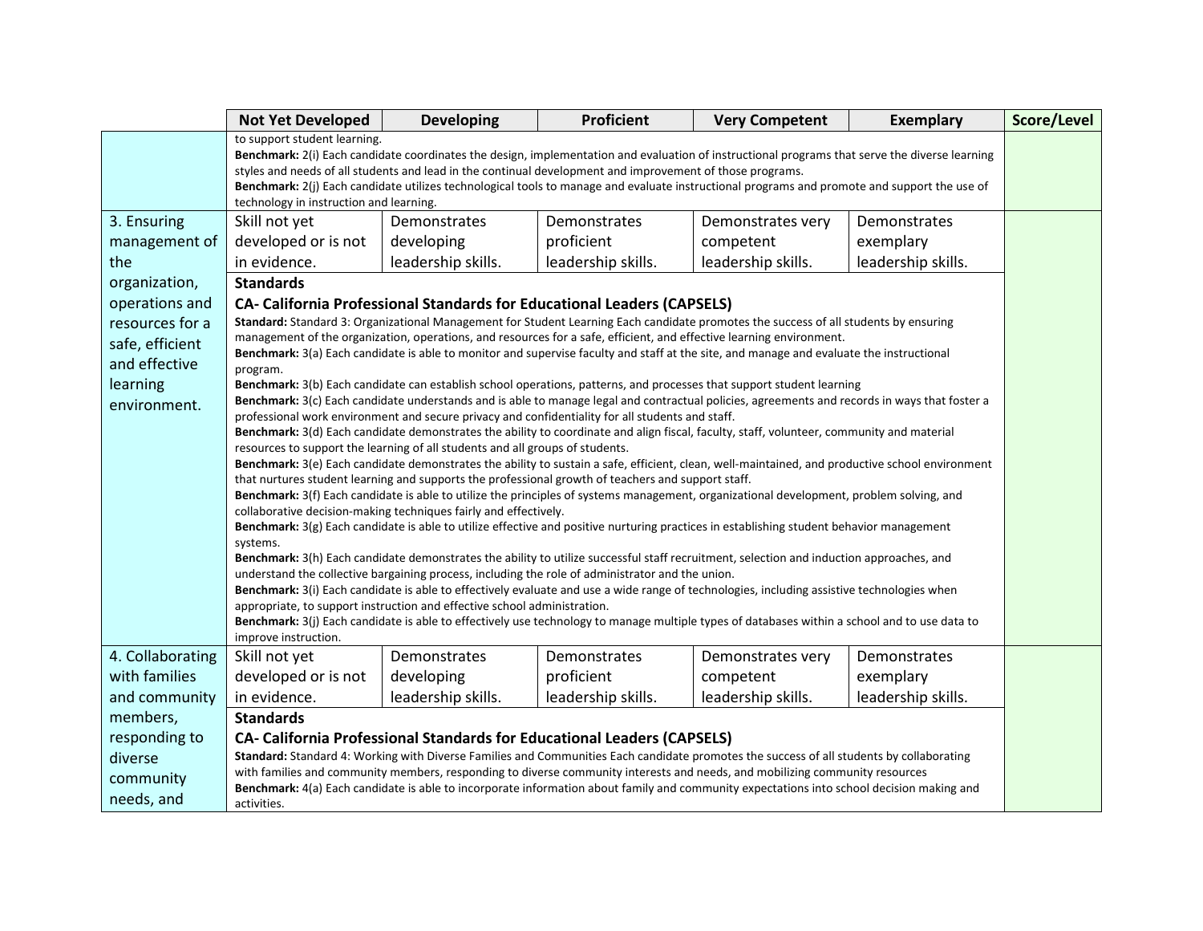| | Not Yet Developed | Developing | Proficient | Very Competent | Exemplary | Score/Level |
|---|---|---|---|---|---|---|
| | to support student learning.<br>**Benchmark:** 2(i) Each candidate coordinates the design, implementation and evaluation of instructional programs that serve the diverse learning styles and needs of all students and lead in the continual development and improvement of those programs.<br>**Benchmark:** 2(j) Each candidate utilizes technological tools to manage and evaluate instructional programs and promote and support the use of technology in instruction and learning. | | | | | |
| 3. Ensuring management of the organization, operations and resources for a safe, efficient and effective learning environment. | Skill not yet developed or is not in evidence. | Demonstrates developing leadership skills. | Demonstrates proficient leadership skills. | Demonstrates very competent leadership skills. | Demonstrates exemplary leadership skills. | |
| | **Standards**<br>**CA- California Professional Standards for Educational Leaders (CAPSELS)**<br>**Standard:** Standard 3: Organizational Management for Student Learning Each candidate promotes the success of all students by ensuring management of the organization, operations, and resources for a safe, efficient, and effective learning environment.<br>**Benchmark:** 3(a) Each candidate is able to monitor and supervise faculty and staff at the site, and manage and evaluate the instructional program.<br>**Benchmark:** 3(b) Each candidate can establish school operations, patterns, and processes that support student learning<br>**Benchmark:** 3(c) Each candidate understands and is able to manage legal and contractual policies, agreements and records in ways that foster a professional work environment and secure privacy and confidentiality for all students and staff.<br>**Benchmark:** 3(d) Each candidate demonstrates the ability to coordinate and align fiscal, faculty, staff, volunteer, community and material resources to support the learning of all students and all groups of students.<br>**Benchmark:** 3(e) Each candidate demonstrates the ability to sustain a safe, efficient, clean, well-maintained, and productive school environment that nurtures student learning and supports the professional growth of teachers and support staff.<br>**Benchmark:** 3(f) Each candidate is able to utilize the principles of systems management, organizational development, problem solving, and collaborative decision-making techniques fairly and effectively.<br>**Benchmark:** 3(g) Each candidate is able to utilize effective and positive nurturing practices in establishing student behavior management systems.<br>**Benchmark:** 3(h) Each candidate demonstrates the ability to utilize successful staff recruitment, selection and induction approaches, and understand the collective bargaining process, including the role of administrator and the union.<br>**Benchmark:** 3(i) Each candidate is able to effectively evaluate and use a wide range of technologies, including assistive technologies when appropriate, to support instruction and effective school administration.<br>**Benchmark:** 3(j) Each candidate is able to effectively use technology to manage multiple types of databases within a school and to use data to improve instruction. | | | | | |
| 4. Collaborating with families and community members, responding to diverse community needs, and | Skill not yet developed or is not in evidence. | Demonstrates developing leadership skills. | Demonstrates proficient leadership skills. | Demonstrates very competent leadership skills. | Demonstrates exemplary leadership skills. | |
| | **Standards**<br>**CA- California Professional Standards for Educational Leaders (CAPSELS)**<br>**Standard:** Standard 4: Working with Diverse Families and Communities Each candidate promotes the success of all students by collaborating with families and community members, responding to diverse community interests and needs, and mobilizing community resources<br>**Benchmark:** 4(a) Each candidate is able to incorporate information about family and community expectations into school decision making and activities. | | | | | |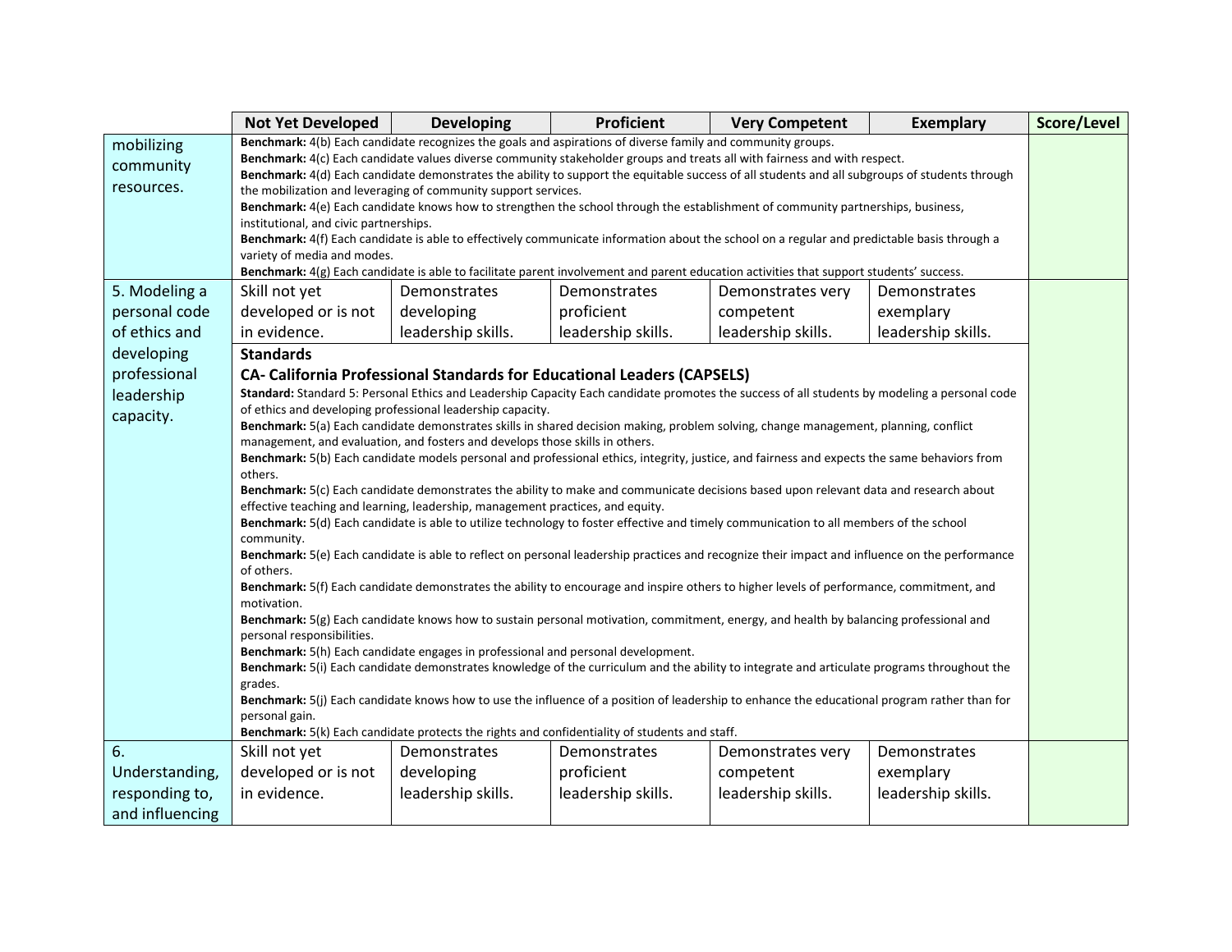| | Not Yet Developed | Developing | Proficient | Very Competent | Exemplary | Score/Level |
|---|---|---|---|---|---|---|
| mobilizing community resources. | **Benchmark:** 4(b) Each candidate recognizes the goals and aspirations of diverse family and community groups.<br>**Benchmark:** 4(c) Each candidate values diverse community stakeholder groups and treats all with fairness and with respect.<br>**Benchmark:** 4(d) Each candidate demonstrates the ability to support the equitable success of all students and all subgroups of students through the mobilization and leveraging of community support services.<br>**Benchmark:** 4(e) Each candidate knows how to strengthen the school through the establishment of community partnerships, business, institutional, and civic partnerships.<br>**Benchmark:** 4(f) Each candidate is able to effectively communicate information about the school on a regular and predictable basis through a variety of media and modes.<br>**Benchmark:** 4(g) Each candidate is able to facilitate parent involvement and parent education activities that support students' success. | | | | | |
| 5. Modeling a personal code of ethics and developing professional leadership capacity. | Skill not yet developed or is not in evidence. | Demonstrates developing leadership skills. | Demonstrates proficient leadership skills. | Demonstrates very competent leadership skills. | Demonstrates exemplary leadership skills. | |
| | **Standards**<br>**CA- California Professional Standards for Educational Leaders (CAPSELS)**<br>**Standard:** Standard 5: Personal Ethics and Leadership Capacity Each candidate promotes the success of all students by modeling a personal code of ethics and developing professional leadership capacity.<br>**Benchmark:** 5(a) Each candidate demonstrates skills in shared decision making, problem solving, change management, planning, conflict management, and evaluation, and fosters and develops those skills in others.<br>**Benchmark:** 5(b) Each candidate models personal and professional ethics, integrity, justice, and fairness and expects the same behaviors from others.<br>**Benchmark:** 5(c) Each candidate demonstrates the ability to make and communicate decisions based upon relevant data and research about effective teaching and learning, leadership, management practices, and equity.<br>**Benchmark:** 5(d) Each candidate is able to utilize technology to foster effective and timely communication to all members of the school community.<br>**Benchmark:** 5(e) Each candidate is able to reflect on personal leadership practices and recognize their impact and influence on the performance of others.<br>**Benchmark:** 5(f) Each candidate demonstrates the ability to encourage and inspire others to higher levels of performance, commitment, and motivation.<br>**Benchmark:** 5(g) Each candidate knows how to sustain personal motivation, commitment, energy, and health by balancing professional and personal responsibilities.<br>**Benchmark:** 5(h) Each candidate engages in professional and personal development.<br>**Benchmark:** 5(i) Each candidate demonstrates knowledge of the curriculum and the ability to integrate and articulate programs throughout the grades.<br>**Benchmark:** 5(j) Each candidate knows how to use the influence of a position of leadership to enhance the educational program rather than for personal gain.<br>**Benchmark:** 5(k) Each candidate protects the rights and confidentiality of students and staff. | | | | | |
| 6. Understanding, responding to, and influencing | Skill not yet developed or is not in evidence. | Demonstrates developing leadership skills. | Demonstrates proficient leadership skills. | Demonstrates very competent leadership skills. | Demonstrates exemplary leadership skills. | |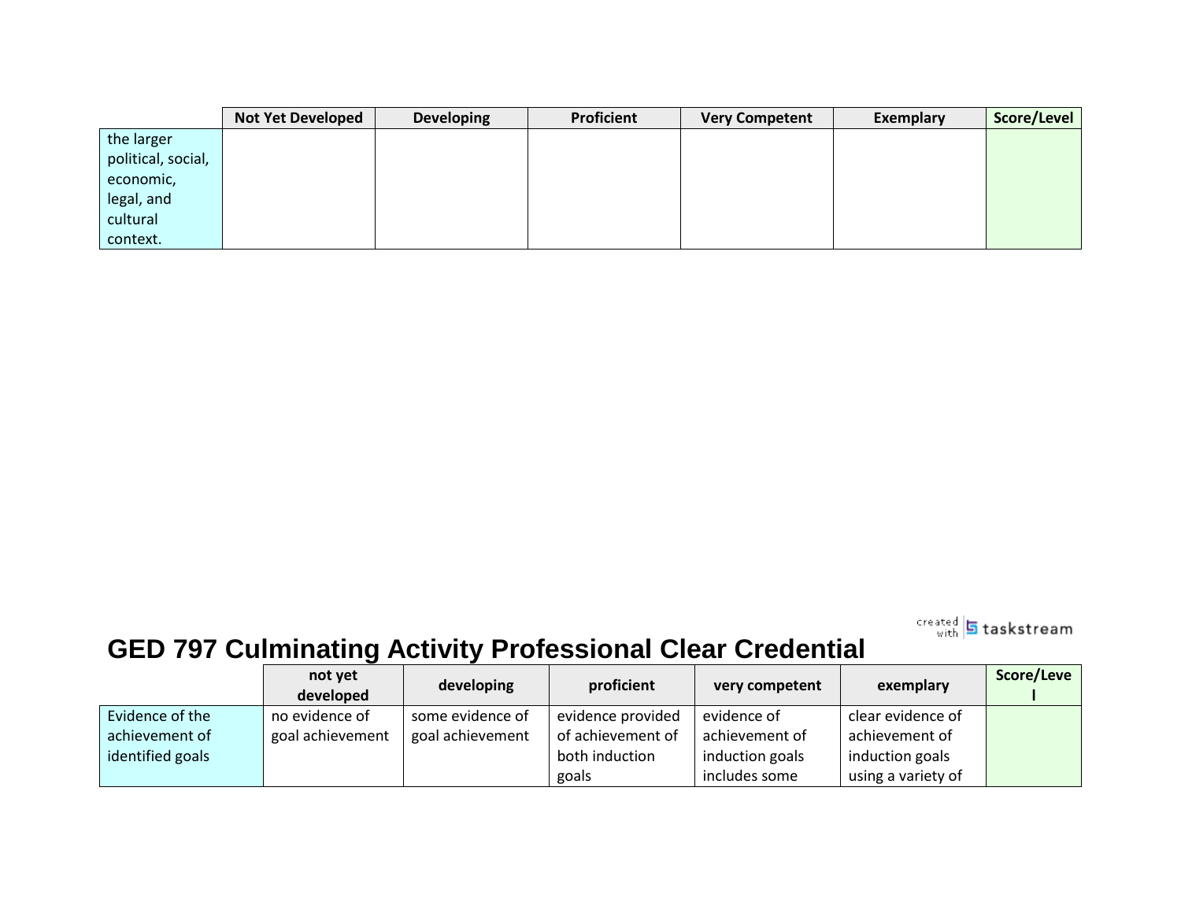|  | Not Yet Developed | Developing | Proficient | Very Competent | Exemplary | Score/Level |
|---|---|---|---|---|---|---|
| the larger political, social, economic, legal, and cultural context. |  |  |  |  |  |  |

# GED 797 Culminating Activity Professional Clear Credential

|  | not yet developed | developing | proficient | very competent | exemplary | Score/Level |
|---|---|---|---|---|---|---|
| Evidence of the achievement of identified goals | no evidence of goal achievement | some evidence of goal achievement | evidence provided of achievement of both induction goals | evidence of achievement of induction goals includes some | clear evidence of achievement of induction goals using a variety of |  |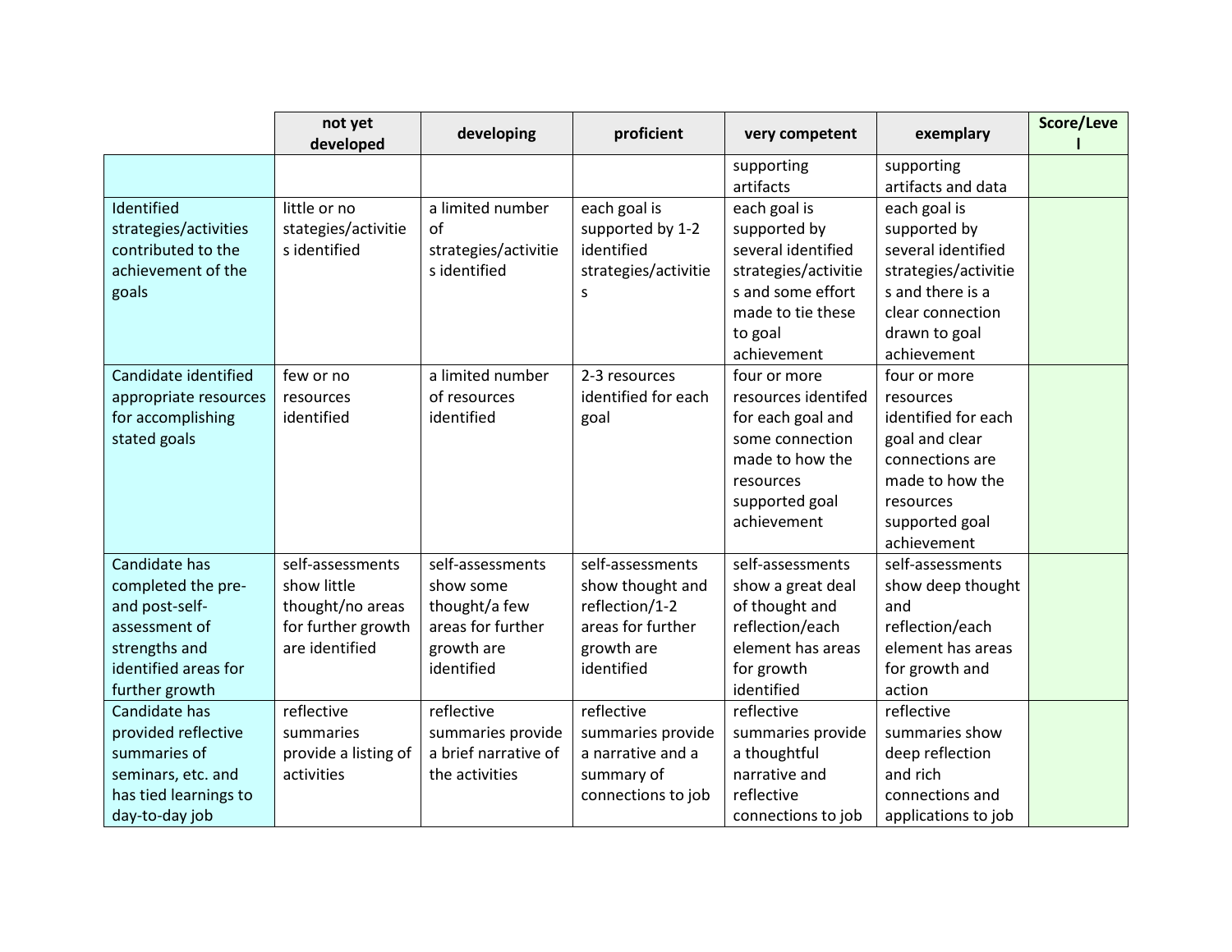| | not yet developed | developing | proficient | very competent | exemplary | Score/Level |
|---|---|---|---|---|---|---|
| | | | | supporting artifacts | supporting artifacts and data | |
| Identified strategies/activities contributed to the achievement of the goals | little or no stategies/activities identified | a limited number of strategies/activities identified | each goal is supported by 1-2 identified strategies/activities | each goal is supported by several identified strategies/activities and some effort made to tie these to goal achievement | each goal is supported by several identified strategies/activities and there is a clear connection drawn to goal achievement | |
| Candidate identified appropriate resources for accomplishing stated goals | few or no resources identified | a limited number of resources identified | 2-3 resources identified for each goal | four or more resources identifed for each goal and some connection made to how the resources supported goal achievement | four or more resources identified for each goal and clear connections are made to how the resources supported goal achievement | |
| Candidate has completed the pre- and post-self-assessment of strengths and identified areas for further growth | self-assessments show little thought/no areas for further growth are identified | self-assessments show some thought/a few areas for further growth are identified | self-assessments show thought and reflection/1-2 areas for further growth are identified | self-assessments show a great deal of thought and reflection/each element has areas for growth identified | self-assessments show deep thought and reflection/each element has areas for growth and action | |
| Candidate has provided reflective summaries of seminars, etc. and has tied learnings to day-to-day job | reflective summaries provide a listing of activities | reflective summaries provide a brief narrative of the activities | reflective summaries provide a narrative and a summary of connections to job | reflective summaries provide a thoughtful narrative and reflective connections to job | reflective summaries show deep reflection and rich connections and applications to job | |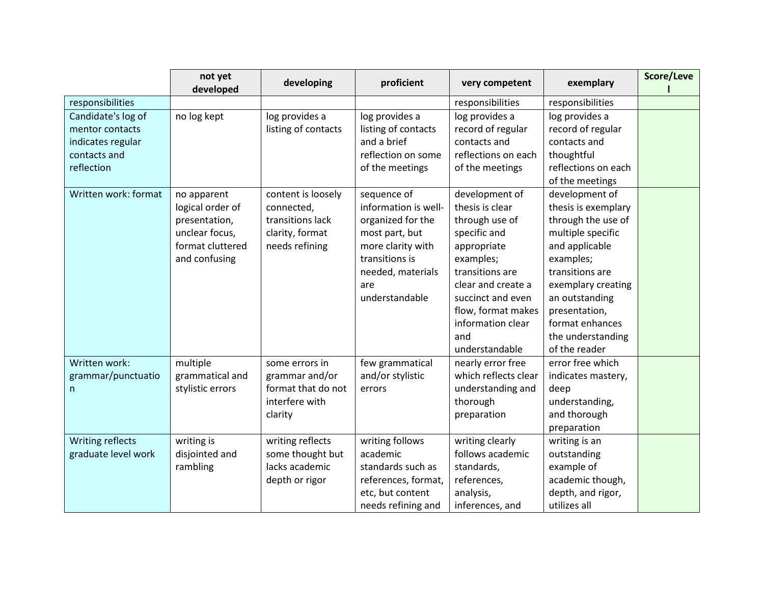| | not yet developed | developing | proficient | very competent | exemplary | Score/Level |
|---|---|---|---|---|---|---|
| responsibilities | | | | responsibilities | responsibilities | |
| Candidate's log of mentor contacts indicates regular contacts and reflection | no log kept | log provides a listing of contacts | log provides a listing of contacts and a brief reflection on some of the meetings | log provides a record of regular contacts and reflections on each of the meetings | log provides a record of regular contacts and thoughtful reflections on each of the meetings | |
| Written work: format | no apparent logical order of presentation, unclear focus, format cluttered and confusing | content is loosely connected, transitions lack clarity, format needs refining | sequence of information is well-organized for the most part, but more clarity with transitions is needed, materials are understandable | development of thesis is clear through use of specific and appropriate examples; transitions are clear and create a succinct and even flow, format makes information clear and understandable | development of thesis is exemplary through the use of multiple specific and applicable examples; transitions are exemplary creating an outstanding presentation, format enhances the understanding of the reader | |
| Written work: grammar/punctuation | multiple grammatical and stylistic errors | some errors in grammar and/or format that do not interfere with clarity | few grammatical and/or stylistic errors | nearly error free which reflects clear understanding and thorough preparation | error free which indicates mastery, deep understanding, and thorough preparation | |
| Writing reflects graduate level work | writing is disjointed and rambling | writing reflects some thought but lacks academic depth or rigor | writing follows academic standards such as references, format, etc, but content needs refining and | writing clearly follows academic standards, references, analysis, inferences, and | writing is an outstanding example of academic though, depth, and rigor, utilizes all | |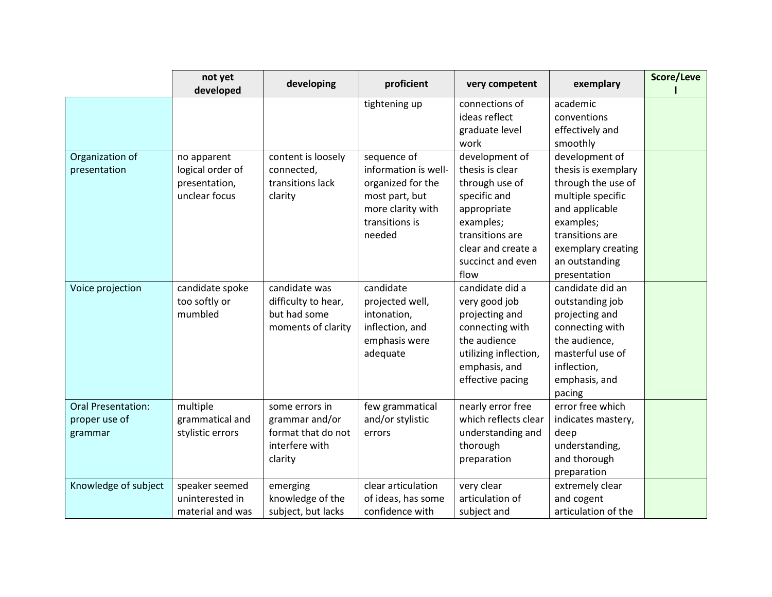| | not yet developed | developing | proficient | very competent | exemplary | Score/Level |
|---|---|---|---|---|---|---|
| | | | tightening up | connections of ideas reflect graduate level work | academic conventions effectively and smoothly | |
| Organization of presentation | no apparent logical order of presentation, unclear focus | content is loosely connected, transitions lack clarity | sequence of information is well-organized for the most part, but more clarity with transitions is needed | development of thesis is clear through use of specific and appropriate examples; transitions are clear and create a succinct and even flow | development of thesis is exemplary through the use of multiple specific and applicable examples; transitions are exemplary creating an outstanding presentation | |
| Voice projection | candidate spoke too softly or mumbled | candidate was difficulty to hear, but had some moments of clarity | candidate projected well, intonation, inflection, and emphasis were adequate | candidate did a very good job projecting and connecting with the audience utilizing inflection, emphasis, and effective pacing | candidate did an outstanding job projecting and connecting with the audience, masterful use of inflection, emphasis, and pacing | |
| Oral Presentation: proper use of grammar | multiple grammatical and stylistic errors | some errors in grammar and/or format that do not interfere with clarity | few grammatical and/or stylistic errors | nearly error free which reflects clear understanding and thorough preparation | error free which indicates mastery, deep understanding, and thorough preparation | |
| Knowledge of subject | speaker seemed uninterested in material and was | emerging knowledge of the subject, but lacks | clear articulation of ideas, has some confidence with | very clear articulation of subject and | extremely clear and cogent articulation of the | |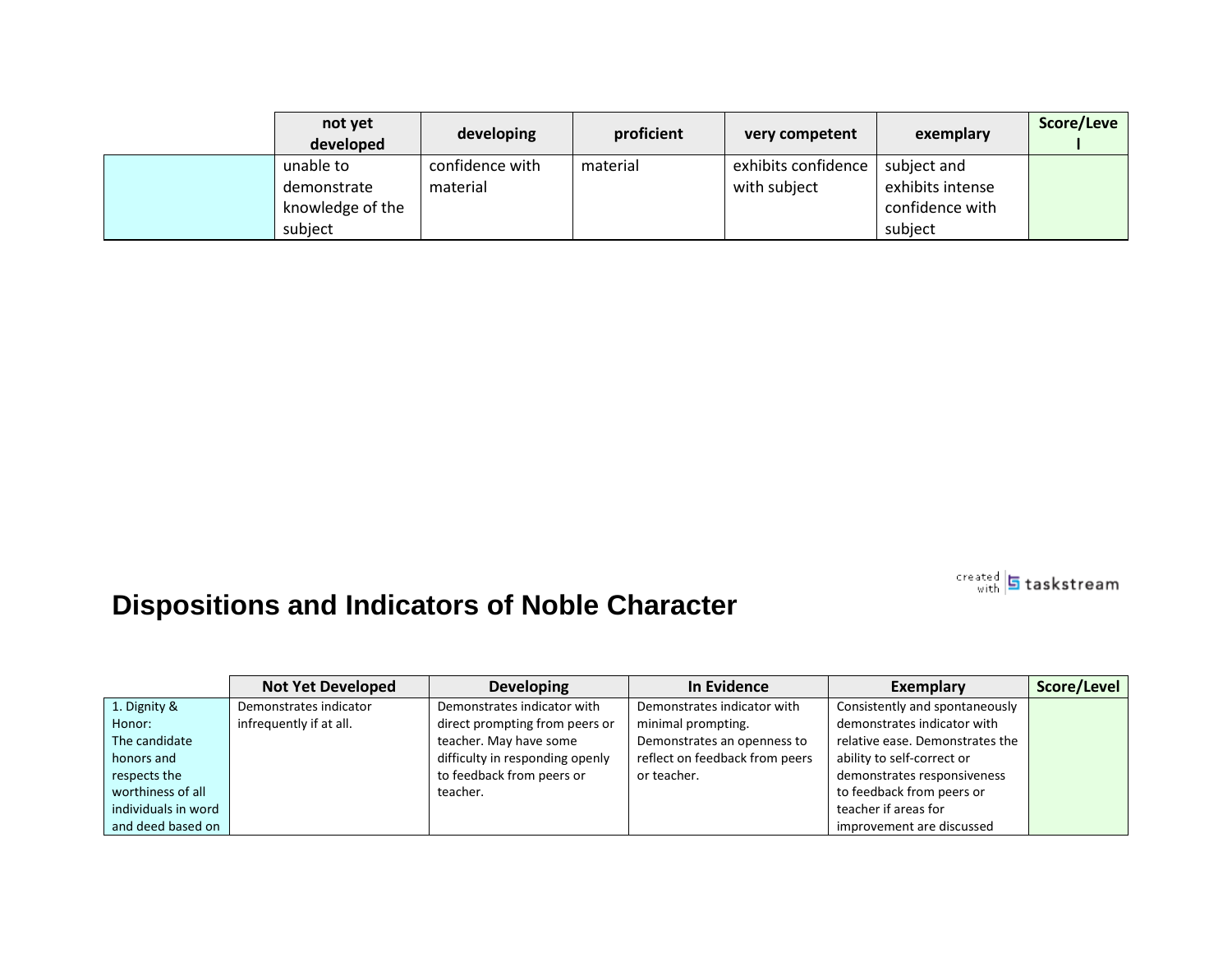| | not yet developed | developing | proficient | very competent | exemplary | Score/Level |
|---|---|---|---|---|---|---|
| | unable to demonstrate knowledge of the subject | confidence with material | material | exhibits confidence with subject | subject and exhibits intense confidence with subject | |

# Dispositions and Indicators of Noble Character

created with taskstream

| | Not Yet Developed | Developing | In Evidence | Exemplary | Score/Level |
|---|---|---|---|---|---|
| 1. Dignity & Honor: The candidate honors and respects the worthiness of all individuals in word and deed based on | Demonstrates indicator infrequently if at all. | Demonstrates indicator with direct prompting from peers or teacher. May have some difficulty in responding openly to feedback from peers or teacher. | Demonstrates indicator with minimal prompting. Demonstrates an openness to reflect on feedback from peers or teacher. | Consistently and spontaneously demonstrates indicator with relative ease. Demonstrates the ability to self-correct or demonstrates responsiveness to feedback from peers or teacher if areas for improvement are discussed | |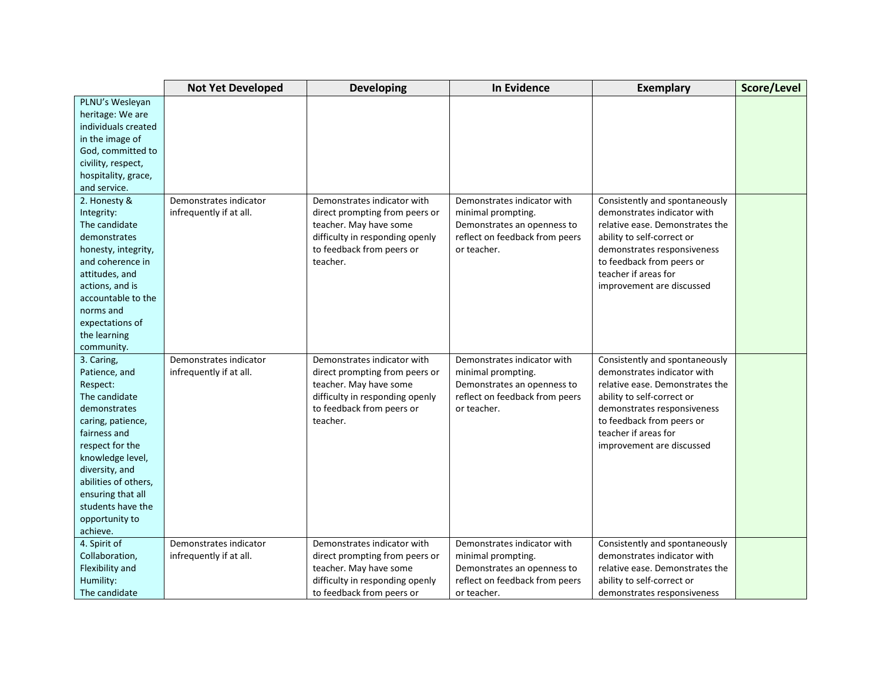| | Not Yet Developed | Developing | In Evidence | Exemplary | Score/Level |
|---|---|---|---|---|---|
| PLNU's Wesleyan heritage: We are individuals created in the image of God, committed to civility, respect, hospitality, grace, and service. | | | | | |
| 2. Honesty & Integrity: The candidate demonstrates honesty, integrity, and coherence in attitudes, and actions, and is accountable to the norms and expectations of the learning community. | Demonstrates indicator infrequently if at all. | Demonstrates indicator with direct prompting from peers or teacher. May have some difficulty in responding openly to feedback from peers or teacher. | Demonstrates indicator with minimal prompting. Demonstrates an openness to reflect on feedback from peers or teacher. | Consistently and spontaneously demonstrates indicator with relative ease. Demonstrates the ability to self-correct or demonstrates responsiveness to feedback from peers or teacher if areas for improvement are discussed | |
| 3. Caring, Patience, and Respect: The candidate demonstrates caring, patience, fairness and respect for the knowledge level, diversity, and abilities of others, ensuring that all students have the opportunity to achieve. | Demonstrates indicator infrequently if at all. | Demonstrates indicator with direct prompting from peers or teacher. May have some difficulty in responding openly to feedback from peers or teacher. | Demonstrates indicator with minimal prompting. Demonstrates an openness to reflect on feedback from peers or teacher. | Consistently and spontaneously demonstrates indicator with relative ease. Demonstrates the ability to self-correct or demonstrates responsiveness to feedback from peers or teacher if areas for improvement are discussed | |
| 4. Spirit of Collaboration, Flexibility and Humility: The candidate | Demonstrates indicator infrequently if at all. | Demonstrates indicator with direct prompting from peers or teacher. May have some difficulty in responding openly to feedback from peers or | Demonstrates indicator with minimal prompting. Demonstrates an openness to reflect on feedback from peers or teacher. | Consistently and spontaneously demonstrates indicator with relative ease. Demonstrates the ability to self-correct or demonstrates responsiveness | |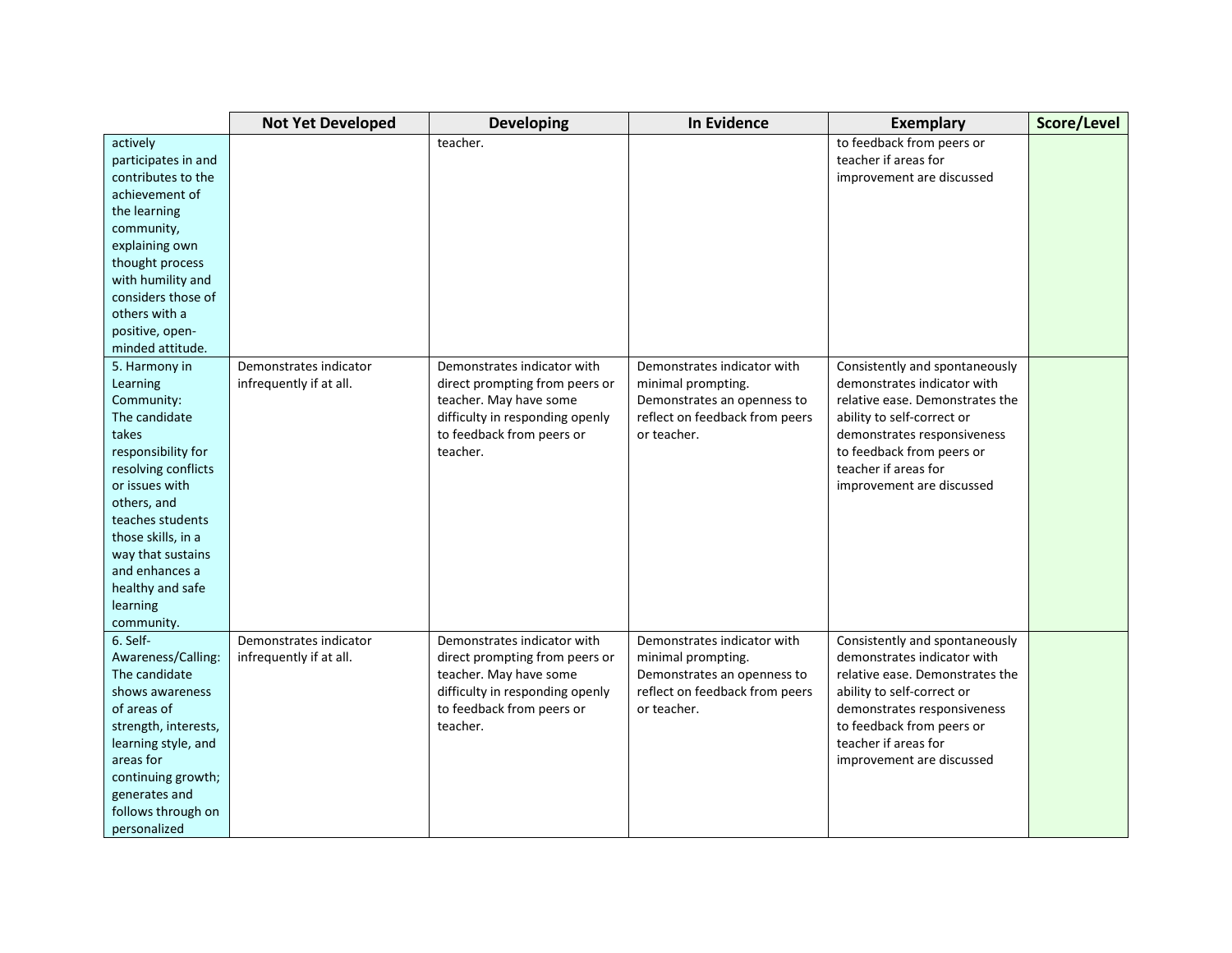| | Not Yet Developed | Developing | In Evidence | Exemplary | Score/Level |
|---|---|---|---|---|---|
| actively participates in and contributes to the achievement of the learning community, explaining own thought process with humility and considers those of others with a positive, open-minded attitude. | | teacher. | | to feedback from peers or teacher if areas for improvement are discussed | |
| 5. Harmony in Learning Community: The candidate takes responsibility for resolving conflicts or issues with others, and teaches students those skills, in a way that sustains and enhances a healthy and safe learning community. | Demonstrates indicator infrequently if at all. | Demonstrates indicator with direct prompting from peers or teacher. May have some difficulty in responding openly to feedback from peers or teacher. | Demonstrates indicator with minimal prompting. Demonstrates an openness to reflect on feedback from peers or teacher. | Consistently and spontaneously demonstrates indicator with relative ease. Demonstrates the ability to self-correct or demonstrates responsiveness to feedback from peers or teacher if areas for improvement are discussed | |
| 6. Self-Awareness/Calling: The candidate shows awareness of areas of strength, interests, learning style, and areas for continuing growth; generates and follows through on personalized | Demonstrates indicator infrequently if at all. | Demonstrates indicator with direct prompting from peers or teacher. May have some difficulty in responding openly to feedback from peers or teacher. | Demonstrates indicator with minimal prompting. Demonstrates an openness to reflect on feedback from peers or teacher. | Consistently and spontaneously demonstrates indicator with relative ease. Demonstrates the ability to self-correct or demonstrates responsiveness to feedback from peers or teacher if areas for improvement are discussed | |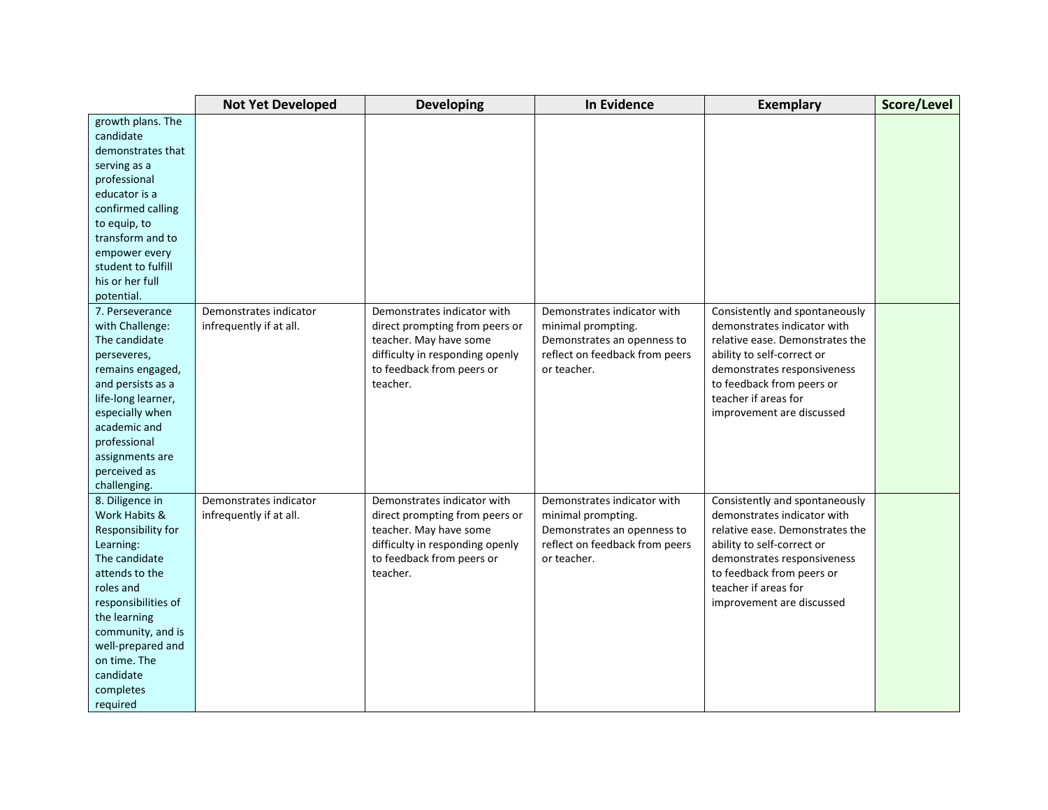| | Not Yet Developed | Developing | In Evidence | Exemplary | Score/Level |
|---|---|---|---|---|---|
| growth plans. The candidate demonstrates that serving as a professional educator is a confirmed calling to equip, to transform and to empower every student to fulfill his or her full potential. | | | | | |
| 7. Perseverance with Challenge: The candidate perseveres, remains engaged, and persists as a life-long learner, especially when academic and professional assignments are perceived as challenging. | Demonstrates indicator infrequently if at all. | Demonstrates indicator with direct prompting from peers or teacher. May have some difficulty in responding openly to feedback from peers or teacher. | Demonstrates indicator with minimal prompting. Demonstrates an openness to reflect on feedback from peers or teacher. | Consistently and spontaneously demonstrates indicator with relative ease. Demonstrates the ability to self-correct or demonstrates responsiveness to feedback from peers or teacher if areas for improvement are discussed | |
| 8. Diligence in Work Habits & Responsibility for Learning: The candidate attends to the roles and responsibilities of the learning community, and is well-prepared and on time. The candidate completes required | Demonstrates indicator infrequently if at all. | Demonstrates indicator with direct prompting from peers or teacher. May have some difficulty in responding openly to feedback from peers or teacher. | Demonstrates indicator with minimal prompting. Demonstrates an openness to reflect on feedback from peers or teacher. | Consistently and spontaneously demonstrates indicator with relative ease. Demonstrates the ability to self-correct or demonstrates responsiveness to feedback from peers or teacher if areas for improvement are discussed | |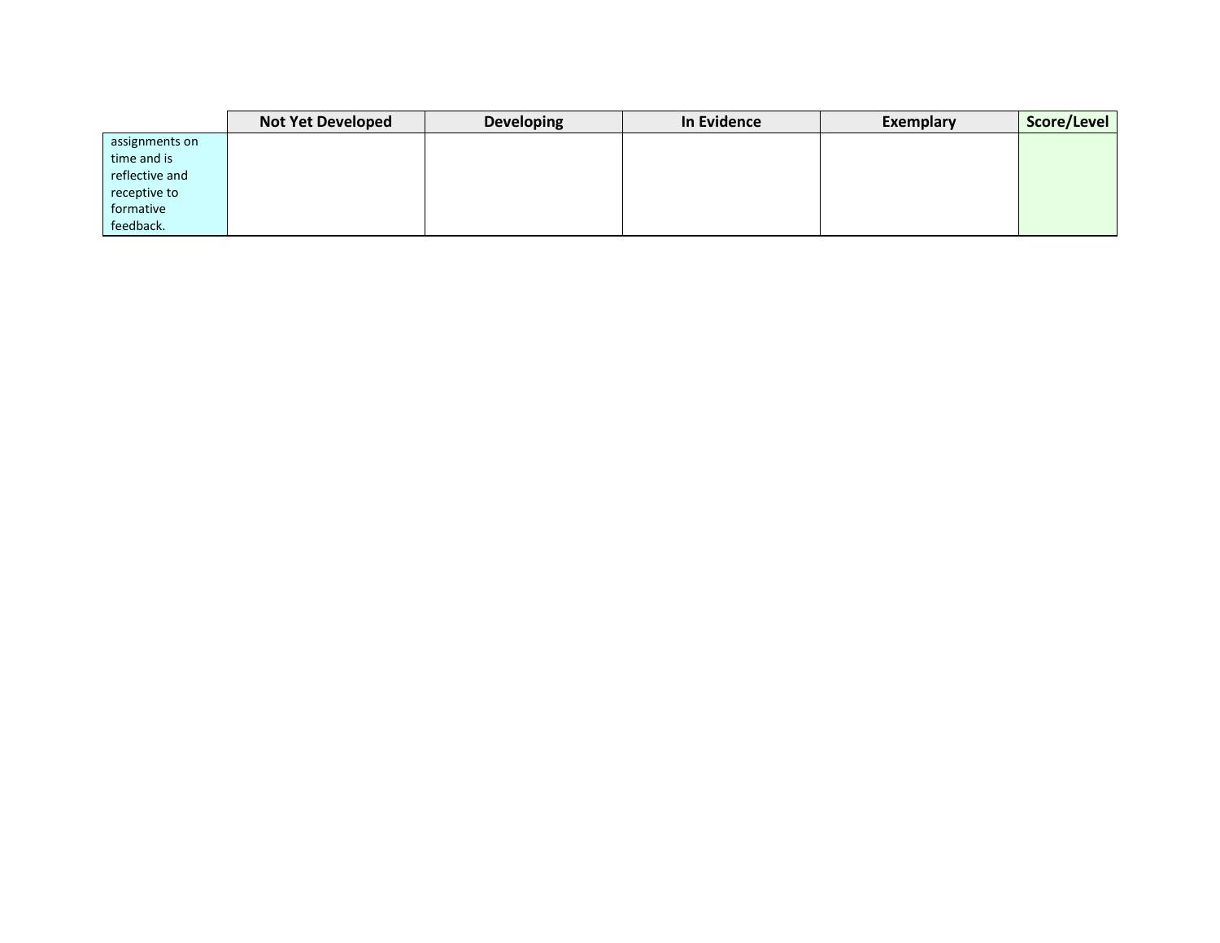| | Not Yet Developed | Developing | In Evidence | Exemplary | Score/Level |
|---|---|---|---|---|---|
| assignments on time and is reflective and receptive to formative feedback. | | | | | |